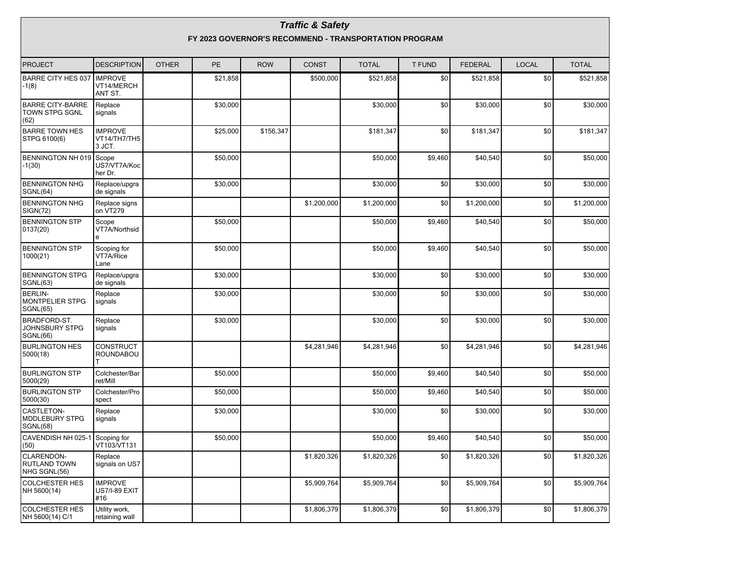# *Traffic & Safety*

## FY 2023 GOVERNOR'S RECOMMEND - TRANSPORTATION PROGRAM

| PROJECT | DESCRIPTION | OTHER | PE | ROW | CONST | TOTAL | T FUND | FEDERAL | LOCAL | TOTAL |
|---|---|---|---|---|---|---|---|---|---|---|
| BARRE CITY HES 037 -1(8) | IMPROVE VT14/MERCHANT ST. | | $21,858 | | $500,000 | $521,858 | $0 | $521,858 | $0 | $521,858 |
| BARRE CITY-BARRE TOWN STPG SGNL (62) | Replace signals | | $30,000 | | | $30,000 | $0 | $30,000 | $0 | $30,000 |
| BARRE TOWN HES STPG 6100(6) | IMPROVE VT14/TH7/TH53 JCT. | | $25,000 | $156,347 | | $181,347 | $0 | $181,347 | $0 | $181,347 |
| BENNINGTON NH 019 -1(30) | Scope US7/VT7A/Kocher Dr. | | $50,000 | | | $50,000 | $9,460 | $40,540 | $0 | $50,000 |
| BENNINGTON NHG SGNL(64) | Replace/upgrade signals | | $30,000 | | | $30,000 | $0 | $30,000 | $0 | $30,000 |
| BENNINGTON NHG SIGN(72) | Replace signs on VT279 | | | | $1,200,000 | $1,200,000 | $0 | $1,200,000 | $0 | $1,200,000 |
| BENNINGTON STP 0137(20) | Scope VT7A/Northside | | $50,000 | | | $50,000 | $9,460 | $40,540 | $0 | $50,000 |
| BENNINGTON STP 1000(21) | Scoping for VT7A/Rice Lane | | $50,000 | | | $50,000 | $9,460 | $40,540 | $0 | $50,000 |
| BENNINGTON STPG SGNL(63) | Replace/upgrade signals | | $30,000 | | | $30,000 | $0 | $30,000 | $0 | $30,000 |
| BERLIN-MONTPELIER STPG SGNL(65) | Replace signals | | $30,000 | | | $30,000 | $0 | $30,000 | $0 | $30,000 |
| BRADFORD-ST. JOHNSBURY STPG SGNL(66) | Replace signals | | $30,000 | | | $30,000 | $0 | $30,000 | $0 | $30,000 |
| BURLINGTON HES 5000(18) | CONSTRUCT ROUNDABOUT | | | | $4,281,946 | $4,281,946 | $0 | $4,281,946 | $0 | $4,281,946 |
| BURLINGTON STP 5000(29) | Colchester/Barret/Mill | | $50,000 | | | $50,000 | $9,460 | $40,540 | $0 | $50,000 |
| BURLINGTON STP 5000(30) | Colchester/Prospect | | $50,000 | | | $50,000 | $9,460 | $40,540 | $0 | $50,000 |
| CASTLETON-MDDLEBURY STPG SGNL(68) | Replace signals | | $30,000 | | | $30,000 | $0 | $30,000 | $0 | $30,000 |
| CAVENDISH NH 025-1 (50) | Scoping for VT103/VT131 | | $50,000 | | | $50,000 | $9,460 | $40,540 | $0 | $50,000 |
| CLARENDON-RUTLAND TOWN NHG SGNL(56) | Replace signals on US7 | | | | $1,820,326 | $1,820,326 | $0 | $1,820,326 | $0 | $1,820,326 |
| COLCHESTER HES NH 5600(14) | IMPROVE US7/I-89 EXIT #16 | | | | $5,909,764 | $5,909,764 | $0 | $5,909,764 | $0 | $5,909,764 |
| COLCHESTER HES NH 5600(14) C/1 | Utility work, retaining wall | | | | $1,806,379 | $1,806,379 | $0 | $1,806,379 | $0 | $1,806,379 |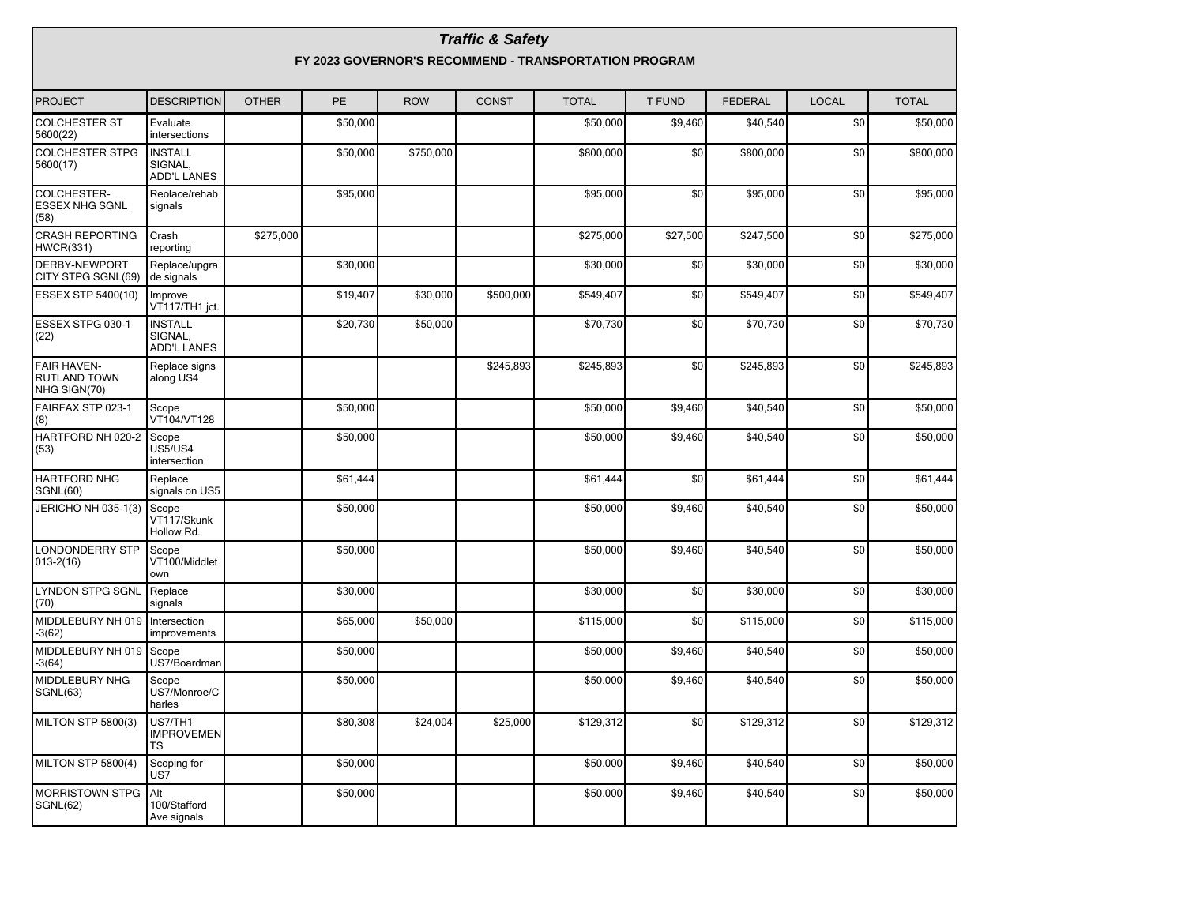# *Traffic & Safety*

## FY 2023 GOVERNOR'S RECOMMEND - TRANSPORTATION PROGRAM

| PROJECT | DESCRIPTION | OTHER | PE | ROW | CONST | TOTAL | T FUND | FEDERAL | LOCAL | TOTAL |
|---|---|---|---|---|---|---|---|---|---|---|
| COLCHESTER ST 5600(22) | Evaluate intersections | | $50,000 | | | $50,000 | $9,460 | $40,540 | $0 | $50,000 |
| COLCHESTER STPG 5600(17) | INSTALL SIGNAL, ADD'L LANES | | $50,000 | $750,000 | | $800,000 | $0 | $800,000 | $0 | $800,000 |
| COLCHESTER-ESSEX NHG SGNL (58) | Reolace/rehab signals | | $95,000 | | | $95,000 | $0 | $95,000 | $0 | $95,000 |
| CRASH REPORTING HWCR(331) | Crash reporting | $275,000 | | | | $275,000 | $27,500 | $247,500 | $0 | $275,000 |
| DERBY-NEWPORT CITY STPG SGNL(69) | Replace/upgrade signals | | $30,000 | | | $30,000 | $0 | $30,000 | $0 | $30,000 |
| ESSEX STP 5400(10) | Improve VT117/TH1 jct. | | $19,407 | $30,000 | $500,000 | $549,407 | $0 | $549,407 | $0 | $549,407 |
| ESSEX STPG 030-1 (22) | INSTALL SIGNAL, ADD'L LANES | | $20,730 | $50,000 | | $70,730 | $0 | $70,730 | $0 | $70,730 |
| FAIR HAVEN-RUTLAND TOWN NHG SIGN(70) | Replace signs along US4 | | | | $245,893 | $245,893 | $0 | $245,893 | $0 | $245,893 |
| FAIRFAX STP 023-1 (8) | Scope VT104/VT128 | | $50,000 | | | $50,000 | $9,460 | $40,540 | $0 | $50,000 |
| HARTFORD NH 020-2 (53) | Scope US5/US4 intersection | | $50,000 | | | $50,000 | $9,460 | $40,540 | $0 | $50,000 |
| HARTFORD NHG SGNL(60) | Replace signals on US5 | | $61,444 | | | $61,444 | $0 | $61,444 | $0 | $61,444 |
| JERICHO NH 035-1(3) | Scope VT117/Skunk Hollow Rd. | | $50,000 | | | $50,000 | $9,460 | $40,540 | $0 | $50,000 |
| LONDONDERRY STP 013-2(16) | Scope VT100/Middletown | | $50,000 | | | $50,000 | $9,460 | $40,540 | $0 | $50,000 |
| LYNDON STPG SGNL (70) | Replace signals | | $30,000 | | | $30,000 | $0 | $30,000 | $0 | $30,000 |
| MIDDLEBURY NH 019 -3(62) | Intersection improvements | | $65,000 | $50,000 | | $115,000 | $0 | $115,000 | $0 | $115,000 |
| MIDDLEBURY NH 019 -3(64) | Scope US7/Boardman | | $50,000 | | | $50,000 | $9,460 | $40,540 | $0 | $50,000 |
| MIDDLEBURY NHG SGNL(63) | Scope US7/Monroe/Charles | | $50,000 | | | $50,000 | $9,460 | $40,540 | $0 | $50,000 |
| MILTON STP 5800(3) | US7/TH1 IMPROVEMENTS | | $80,308 | $24,004 | $25,000 | $129,312 | $0 | $129,312 | $0 | $129,312 |
| MILTON STP 5800(4) | Scoping for US7 | | $50,000 | | | $50,000 | $9,460 | $40,540 | $0 | $50,000 |
| MORRISTOWN STPG SGNL(62) | Alt 100/Stafford Ave signals | | $50,000 | | | $50,000 | $9,460 | $40,540 | $0 | $50,000 |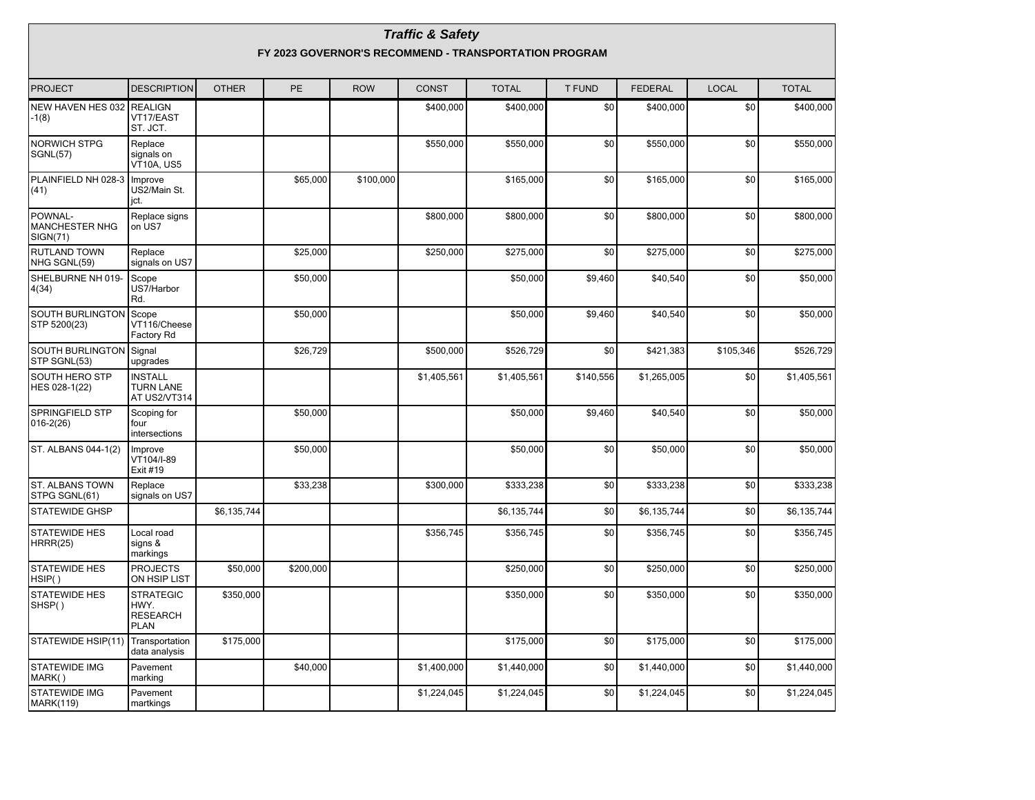## *Traffic & Safety*

### FY 2023 GOVERNOR'S RECOMMEND - TRANSPORTATION PROGRAM

| PROJECT | DESCRIPTION | OTHER | PE | ROW | CONST | TOTAL | T FUND | FEDERAL | LOCAL | TOTAL |
|---|---|---|---|---|---|---|---|---|---|---|
| NEW HAVEN HES 032-1(8) | REALIGN VT17/EAST ST. JCT. | | | | $400,000 | $400,000 | $0 | $400,000 | $0 | $400,000 |
| NORWICH STPG SGNL(57) | Replace signals on VT10A, US5 | | | | $550,000 | $550,000 | $0 | $550,000 | $0 | $550,000 |
| PLAINFIELD NH 028-3(41) | Improve US2/Main St. jct. | | $65,000 | $100,000 | | $165,000 | $0 | $165,000 | $0 | $165,000 |
| POWNAL-MANCHESTER NHG SIGN(71) | Replace signs on US7 | | | | $800,000 | $800,000 | $0 | $800,000 | $0 | $800,000 |
| RUTLAND TOWN NHG SGNL(59) | Replace signals on US7 | | $25,000 | | $250,000 | $275,000 | $0 | $275,000 | $0 | $275,000 |
| SHELBURNE NH 019-4(34) | Scope US7/Harbor Rd. | | $50,000 | | | $50,000 | $9,460 | $40,540 | $0 | $50,000 |
| SOUTH BURLINGTON STP 5200(23) | Scope VT116/Cheese Factory Rd | | $50,000 | | | $50,000 | $9,460 | $40,540 | $0 | $50,000 |
| SOUTH BURLINGTON STP SGNL(53) | Signal upgrades | | $26,729 | | $500,000 | $526,729 | $0 | $421,383 | $105,346 | $526,729 |
| SOUTH HERO STP HES 028-1(22) | INSTALL TURN LANE AT US2/VT314 | | | | $1,405,561 | $1,405,561 | $140,556 | $1,265,005 | $0 | $1,405,561 |
| SPRINGFIELD STP 016-2(26) | Scoping for four intersections | | $50,000 | | | $50,000 | $9,460 | $40,540 | $0 | $50,000 |
| ST. ALBANS 044-1(2) | Improve VT104/I-89 Exit #19 | | $50,000 | | | $50,000 | $0 | $50,000 | $0 | $50,000 |
| ST. ALBANS TOWN STPG SGNL(61) | Replace signals on US7 | | $33,238 | | $300,000 | $333,238 | $0 | $333,238 | $0 | $333,238 |
| STATEWIDE GHSP | | $6,135,744 | | | | $6,135,744 | $0 | $6,135,744 | $0 | $6,135,744 |
| STATEWIDE HES HRRR(25) | Local road signs & markings | | | | $356,745 | $356,745 | $0 | $356,745 | $0 | $356,745 |
| STATEWIDE HES HSIP( ) | PROJECTS ON HSIP LIST | $50,000 | $200,000 | | | $250,000 | $0 | $250,000 | $0 | $250,000 |
| STATEWIDE HES SHSP( ) | STRATEGIC HWY. RESEARCH PLAN | $350,000 | | | | $350,000 | $0 | $350,000 | $0 | $350,000 |
| STATEWIDE HSIP(11) | Transportation data analysis | $175,000 | | | | $175,000 | $0 | $175,000 | $0 | $175,000 |
| STATEWIDE IMG MARK( ) | Pavement marking | | $40,000 | | $1,400,000 | $1,440,000 | $0 | $1,440,000 | $0 | $1,440,000 |
| STATEWIDE IMG MARK(119) | Pavement martkings | | | | $1,224,045 | $1,224,045 | $0 | $1,224,045 | $0 | $1,224,045 |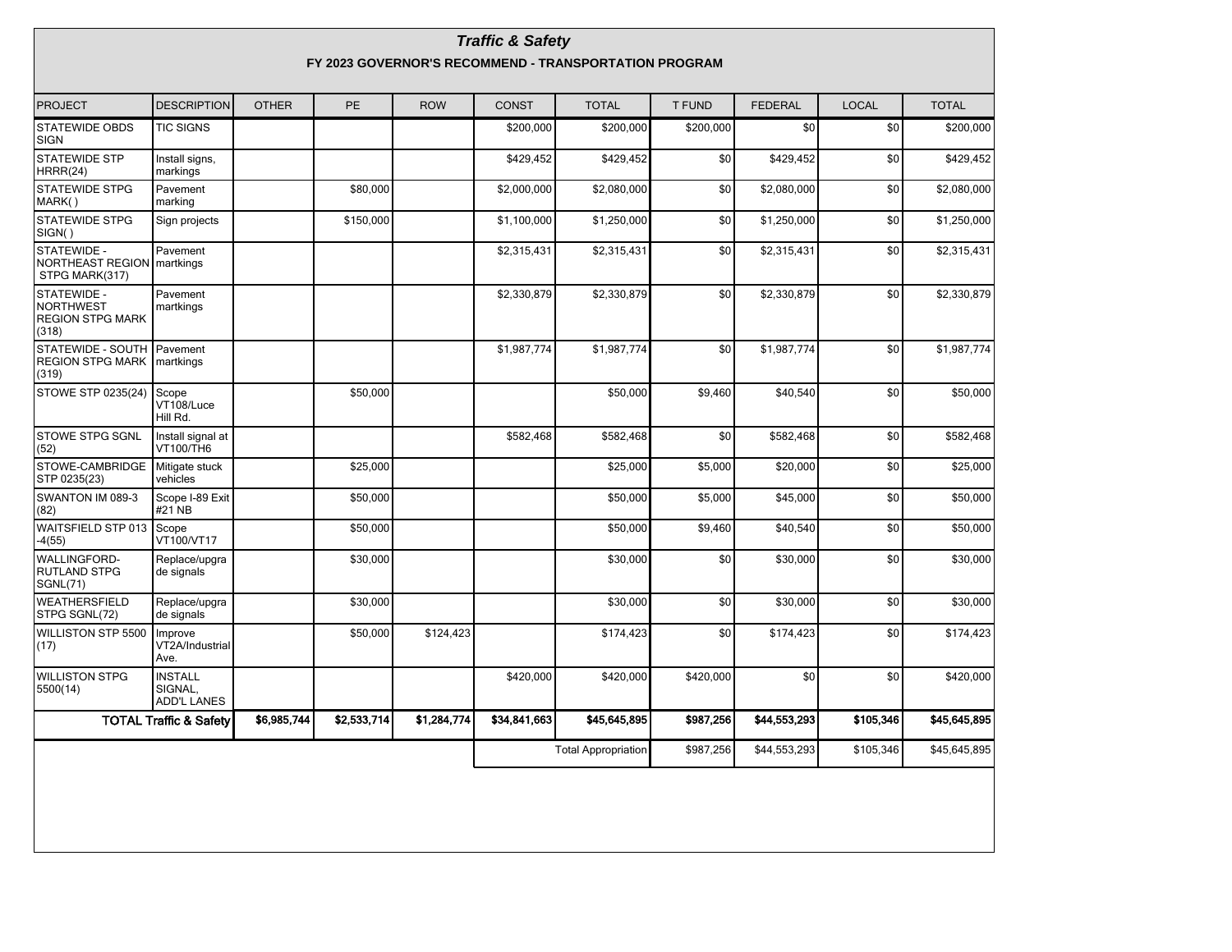## *Traffic & Safety*

### FY 2023 GOVERNOR'S RECOMMEND - TRANSPORTATION PROGRAM

| PROJECT | DESCRIPTION | OTHER | PE | ROW | CONST | TOTAL | T FUND | FEDERAL | LOCAL | TOTAL |
|---|---|---|---|---|---|---|---|---|---|---|
| STATEWIDE OBDS SIGN | TIC SIGNS | | | | $200,000 | $200,000 | $200,000 | $0 | $0 | $200,000 |
| STATEWIDE STP HRRR(24) | Install signs, markings | | | | $429,452 | $429,452 | $0 | $429,452 | $0 | $429,452 |
| STATEWIDE STPG MARK( ) | Pavement marking | | $80,000 | | $2,000,000 | $2,080,000 | $0 | $2,080,000 | $0 | $2,080,000 |
| STATEWIDE STPG SIGN( ) | Sign projects | | $150,000 | | $1,100,000 | $1,250,000 | $0 | $1,250,000 | $0 | $1,250,000 |
| STATEWIDE - NORTHEAST REGION STPG MARK(317) | Pavement martkings | | | | $2,315,431 | $2,315,431 | $0 | $2,315,431 | $0 | $2,315,431 |
| STATEWIDE - NORTHWEST REGION STPG MARK (318) | Pavement martkings | | | | $2,330,879 | $2,330,879 | $0 | $2,330,879 | $0 | $2,330,879 |
| STATEWIDE - SOUTH REGION STPG MARK (319) | Pavement martkings | | | | $1,987,774 | $1,987,774 | $0 | $1,987,774 | $0 | $1,987,774 |
| STOWE STP 0235(24) | Scope VT108/Luce Hill Rd. | | $50,000 | | | $50,000 | $9,460 | $40,540 | $0 | $50,000 |
| STOWE STPG SGNL (52) | Install signal at VT100/TH6 | | | | $582,468 | $582,468 | $0 | $582,468 | $0 | $582,468 |
| STOWE-CAMBRIDGE STP 0235(23) | Mitigate stuck vehicles | | $25,000 | | | $25,000 | $5,000 | $20,000 | $0 | $25,000 |
| SWANTON IM 089-3 (82) | Scope I-89 Exit #21 NB | | $50,000 | | | $50,000 | $5,000 | $45,000 | $0 | $50,000 |
| WAITSFIELD STP 013 -4(55) | Scope VT100/VT17 | | $50,000 | | | $50,000 | $9,460 | $40,540 | $0 | $50,000 |
| WALLINGFORD-RUTLAND STPG SGNL(71) | Replace/upgrade signals | | $30,000 | | | $30,000 | $0 | $30,000 | $0 | $30,000 |
| WEATHERSFIELD STPG SGNL(72) | Replace/upgrade signals | | $30,000 | | | $30,000 | $0 | $30,000 | $0 | $30,000 |
| WILLISTON STP 5500 (17) | Improve VT2A/Industrial Ave. | | $50,000 | $124,423 | | $174,423 | $0 | $174,423 | $0 | $174,423 |
| WILLISTON STPG 5500(14) | INSTALL SIGNAL, ADD'L LANES | | | | $420,000 | $420,000 | $420,000 | $0 | $0 | $420,000 |
| **TOTAL Traffic & Safety** | | **$6,985,744** | **$2,533,714** | **$1,284,774** | **$34,841,663** | **$45,645,895** | **$987,256** | **$44,553,293** | **$105,346** | **$45,645,895** |
| | | | | | | Total Appropriation | $987,256 | $44,553,293 | $105,346 | $45,645,895 |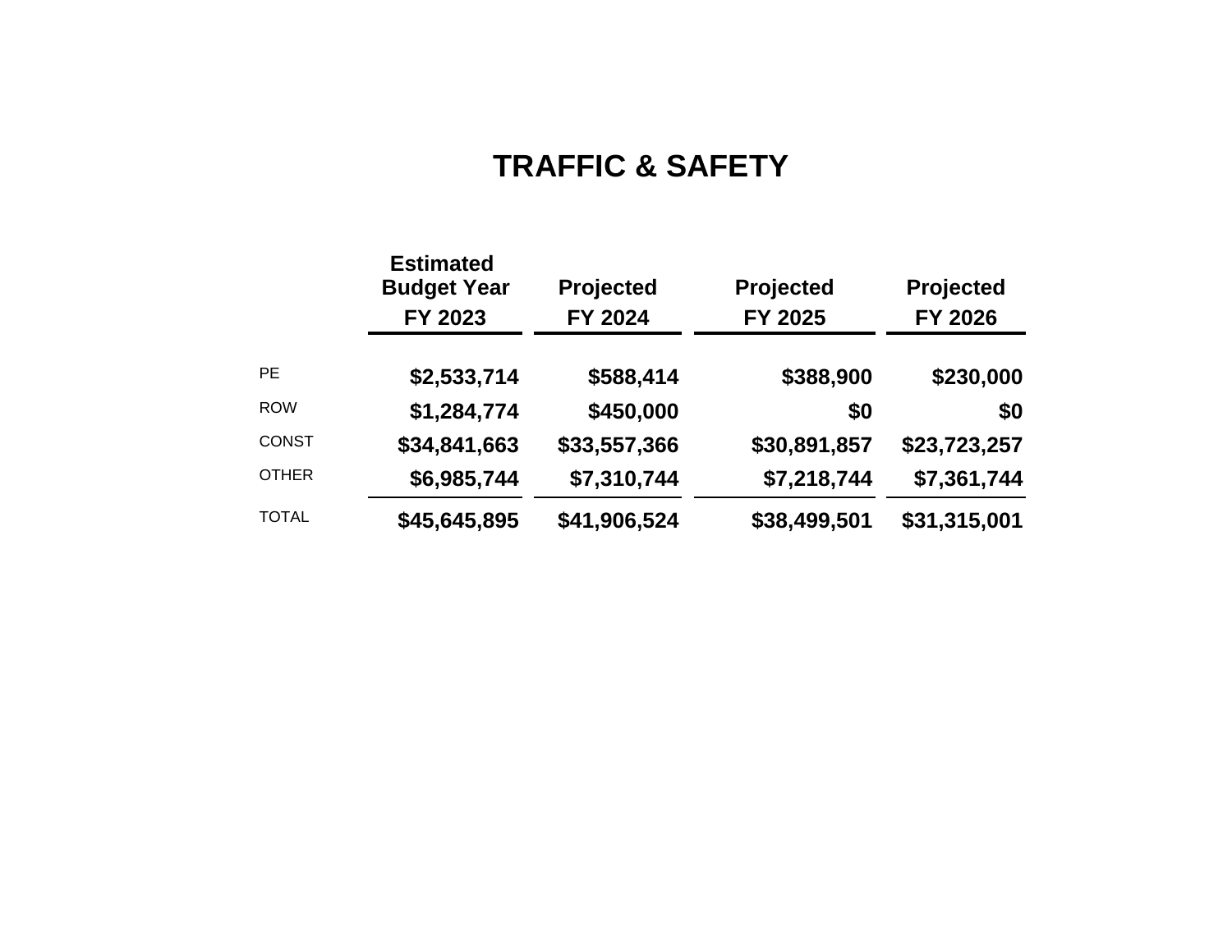# TRAFFIC & SAFETY

| | Estimated Budget Year FY 2023 | Projected FY 2024 | Projected FY 2025 | Projected FY 2026 |
|---|---|---|---|---|
| PE | **$2,533,714** | **$588,414** | **$388,900** | **$230,000** |
| ROW | **$1,284,774** | **$450,000** | **$0** | **$0** |
| CONST | **$34,841,663** | **$33,557,366** | **$30,891,857** | **$23,723,257** |
| OTHER | **$6,985,744** | **$7,310,744** | **$7,218,744** | **$7,361,744** |
| TOTAL | **$45,645,895** | **$41,906,524** | **$38,499,501** | **$31,315,001** |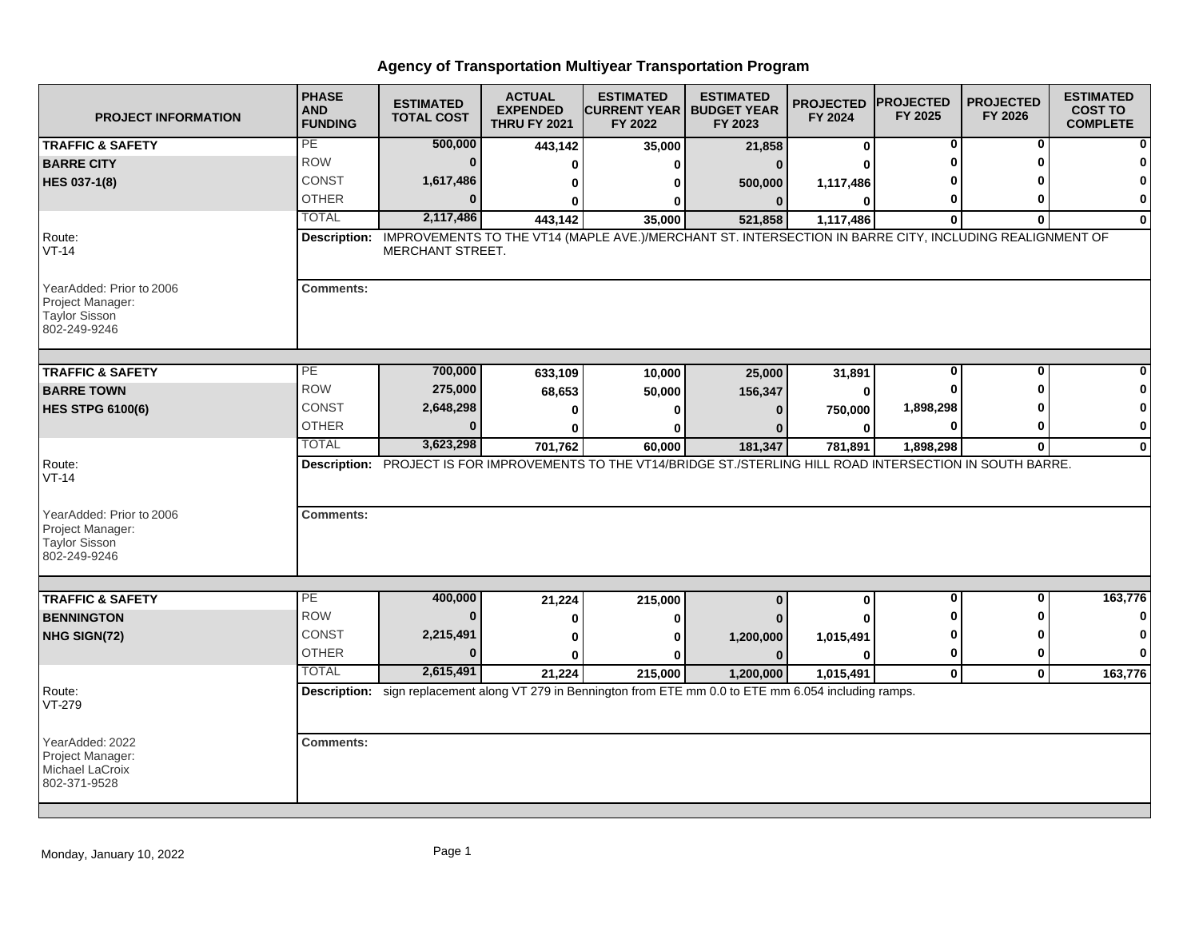# Agency of Transportation Multiyear Transportation Program

| PROJECT INFORMATION | PHASE AND FUNDING | ESTIMATED TOTAL COST | ACTUAL EXPENDED THRU FY 2021 | ESTIMATED CURRENT YEAR FY 2022 | ESTIMATED BUDGET YEAR FY 2023 | PROJECTED FY 2024 | PROJECTED FY 2025 | PROJECTED FY 2026 | ESTIMATED COST TO COMPLETE |
|---|---|---|---|---|---|---|---|---|---|
| **TRAFFIC & SAFETY** | PE | 500,000 | 443,142 | 35,000 | 21,858 | 0 | 0 | 0 | 0 |
| **BARRE CITY** | ROW | 0 | 0 | 0 | 0 | 0 | 0 | 0 | 0 |
| **HES 037-1(8)** | CONST | 1,617,486 | 0 | 0 | 500,000 | 1,117,486 | 0 | 0 | 0 |
| | OTHER | 0 | 0 | 0 | 0 | 0 | 0 | 0 | 0 |
| | TOTAL | 2,117,486 | 443,142 | 35,000 | 521,858 | 1,117,486 | 0 | 0 | 0 |
| Route: VT-14 | **Description:** IMPROVEMENTS TO THE VT14 (MAPLE AVE.)/MERCHANT ST. INTERSECTION IN BARRE CITY, INCLUDING REALIGNMENT OF MERCHANT STREET. | | | | | | | | |
| YearAdded: Prior to 2006 Project Manager: Taylor Sisson 802-249-9246 | **Comments:** | | | | | | | | |
| **TRAFFIC & SAFETY** | PE | 700,000 | 633,109 | 10,000 | 25,000 | 31,891 | 0 | 0 | 0 |
| **BARRE TOWN** | ROW | 275,000 | 68,653 | 50,000 | 156,347 | 0 | 0 | 0 | 0 |
| **HES STPG 6100(6)** | CONST | 2,648,298 | 0 | 0 | 0 | 750,000 | 1,898,298 | 0 | 0 |
| | OTHER | 0 | 0 | 0 | 0 | 0 | 0 | 0 | 0 |
| | TOTAL | 3,623,298 | 701,762 | 60,000 | 181,347 | 781,891 | 1,898,298 | 0 | 0 |
| Route: VT-14 | **Description:** PROJECT IS FOR IMPROVEMENTS TO THE VT14/BRIDGE ST./STERLING HILL ROAD INTERSECTION IN SOUTH BARRE. | | | | | | | | |
| YearAdded: Prior to 2006 Project Manager: Taylor Sisson 802-249-9246 | **Comments:** | | | | | | | | |
| **TRAFFIC & SAFETY** | PE | 400,000 | 21,224 | 215,000 | 0 | 0 | 0 | 0 | 163,776 |
| **BENNINGTON** | ROW | 0 | 0 | 0 | 0 | 0 | 0 | 0 | 0 |
| **NHG SIGN(72)** | CONST | 2,215,491 | 0 | 0 | 1,200,000 | 1,015,491 | 0 | 0 | 0 |
| | OTHER | 0 | 0 | 0 | 0 | 0 | 0 | 0 | 0 |
| | TOTAL | 2,615,491 | 21,224 | 215,000 | 1,200,000 | 1,015,491 | 0 | 0 | 163,776 |
| Route: VT-279 | **Description:** sign replacement along VT 279 in Bennington from ETE mm 0.0 to ETE mm 6.054 including ramps. | | | | | | | | |
| YearAdded: 2022 Project Manager: Michael LaCroix 802-371-9528 | **Comments:** | | | | | | | | |

Monday, January 10, 2022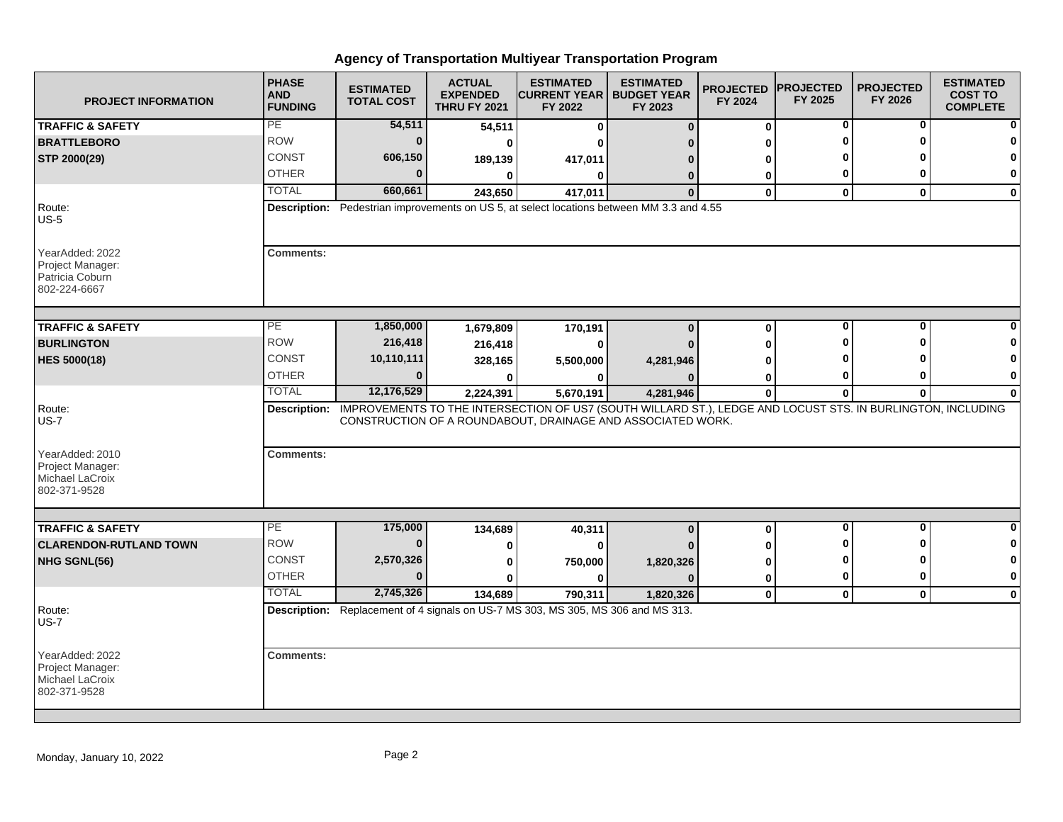# Agency of Transportation Multiyear Transportation Program

| PROJECT INFORMATION | PHASE AND FUNDING | ESTIMATED TOTAL COST | ACTUAL EXPENDED THRU FY 2021 | ESTIMATED CURRENT YEAR FY 2022 | ESTIMATED BUDGET YEAR FY 2023 | PROJECTED FY 2024 | PROJECTED FY 2025 | PROJECTED FY 2026 | ESTIMATED COST TO COMPLETE |
|---|---|---|---|---|---|---|---|---|---|
| **TRAFFIC & SAFETY** | PE | **54,511** | **54,511** | **0** | **0** | **0** | **0** | **0** | **0** |
| **BRATTLEBORO** | ROW | **0** | **0** | **0** | **0** | **0** | **0** | **0** | **0** |
| **STP 2000(29)** | CONST | **606,150** | **189,139** | **417,011** | **0** | **0** | **0** | **0** | **0** |
| | OTHER | **0** | **0** | **0** | **0** | **0** | **0** | **0** | **0** |
| | TOTAL | **660,661** | **243,650** | **417,011** | **0** | **0** | **0** | **0** | **0** |

Route: US-5

**Description:** Pedestrian improvements on US 5, at select locations between MM 3.3 and 4.55

YearAdded: 2022
Project Manager: Patricia Coburn 802-224-6667

**Comments:**

| PROJECT INFORMATION | PHASE AND FUNDING | ESTIMATED TOTAL COST | ACTUAL EXPENDED THRU FY 2021 | ESTIMATED CURRENT YEAR FY 2022 | ESTIMATED BUDGET YEAR FY 2023 | PROJECTED FY 2024 | PROJECTED FY 2025 | PROJECTED FY 2026 | ESTIMATED COST TO COMPLETE |
|---|---|---|---|---|---|---|---|---|---|
| **TRAFFIC & SAFETY** | PE | **1,850,000** | **1,679,809** | **170,191** | **0** | **0** | **0** | **0** | **0** |
| **BURLINGTON** | ROW | **216,418** | **216,418** | **0** | **0** | **0** | **0** | **0** | **0** |
| **HES 5000(18)** | CONST | **10,110,111** | **328,165** | **5,500,000** | **4,281,946** | **0** | **0** | **0** | **0** |
| | OTHER | **0** | **0** | **0** | **0** | **0** | **0** | **0** | **0** |
| | TOTAL | **12,176,529** | **2,224,391** | **5,670,191** | **4,281,946** | **0** | **0** | **0** | **0** |

Route: US-7

**Description:** IMPROVEMENTS TO THE INTERSECTION OF US7 (SOUTH WILLARD ST.), LEDGE AND LOCUST STS. IN BURLINGTON, INCLUDING CONSTRUCTION OF A ROUNDABOUT, DRAINAGE AND ASSOCIATED WORK.

YearAdded: 2010
Project Manager: Michael LaCroix 802-371-9528

**Comments:**

| PROJECT INFORMATION | PHASE AND FUNDING | ESTIMATED TOTAL COST | ACTUAL EXPENDED THRU FY 2021 | ESTIMATED CURRENT YEAR FY 2022 | ESTIMATED BUDGET YEAR FY 2023 | PROJECTED FY 2024 | PROJECTED FY 2025 | PROJECTED FY 2026 | ESTIMATED COST TO COMPLETE |
|---|---|---|---|---|---|---|---|---|---|
| **TRAFFIC & SAFETY** | PE | **175,000** | **134,689** | **40,311** | **0** | **0** | **0** | **0** | **0** |
| **CLARENDON-RUTLAND TOWN** | ROW | **0** | **0** | **0** | **0** | **0** | **0** | **0** | **0** |
| **NHG SGNL(56)** | CONST | **2,570,326** | **0** | **750,000** | **1,820,326** | **0** | **0** | **0** | **0** |
| | OTHER | **0** | **0** | **0** | **0** | **0** | **0** | **0** | **0** |
| | TOTAL | **2,745,326** | **134,689** | **790,311** | **1,820,326** | **0** | **0** | **0** | **0** |

Route: US-7

**Description:** Replacement of 4 signals on US-7 MS 303, MS 305, MS 306 and MS 313.

YearAdded: 2022
Project Manager: Michael LaCroix 802-371-9528

**Comments:**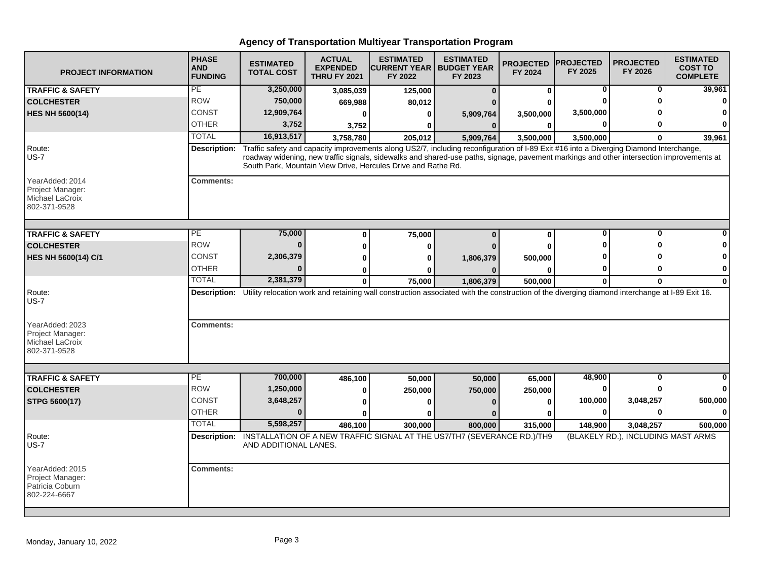## Agency of Transportation Multiyear Transportation Program

| PROJECT INFORMATION | PHASE AND FUNDING | ESTIMATED TOTAL COST | ACTUAL EXPENDED THRU FY 2021 | ESTIMATED CURRENT YEAR FY 2022 | ESTIMATED BUDGET YEAR FY 2023 | PROJECTED FY 2024 | PROJECTED FY 2025 | PROJECTED FY 2026 | ESTIMATED COST TO COMPLETE |
|---|---|---|---|---|---|---|---|---|---|
| **TRAFFIC & SAFETY** | PE | 3,250,000 | 3,085,039 | 125,000 | 0 | 0 | 0 | 0 | 39,961 |
| **COLCHESTER** | ROW | 750,000 | 669,988 | 80,012 | 0 | 0 | 0 | 0 | 0 |
| **HES NH 5600(14)** | CONST | 12,909,764 | 0 | 0 | 5,909,764 | 3,500,000 | 3,500,000 | 0 | 0 |
| | OTHER | 3,752 | 3,752 | 0 | 0 | 0 | 0 | 0 | 0 |
| | TOTAL | 16,913,517 | 3,758,780 | 205,012 | 5,909,764 | 3,500,000 | 3,500,000 | 0 | 39,961 |

Route: US-7

**Description:** Traffic safety and capacity improvements along US2/7, including reconfiguration of I-89 Exit #16 into a Diverging Diamond Interchange, roadway widening, new traffic signals, sidewalks and shared-use paths, signage, pavement markings and other intersection improvements at South Park, Mountain View Drive, Hercules Drive and Rathe Rd.

YearAdded: 2014
Project Manager: Michael LaCroix
802-371-9528

**Comments:**

| PROJECT INFORMATION | PHASE AND FUNDING | ESTIMATED TOTAL COST | ACTUAL EXPENDED THRU FY 2021 | ESTIMATED CURRENT YEAR FY 2022 | ESTIMATED BUDGET YEAR FY 2023 | PROJECTED FY 2024 | PROJECTED FY 2025 | PROJECTED FY 2026 | ESTIMATED COST TO COMPLETE |
|---|---|---|---|---|---|---|---|---|---|
| **TRAFFIC & SAFETY** | PE | 75,000 | 0 | 75,000 | 0 | 0 | 0 | 0 | 0 |
| **COLCHESTER** | ROW | 0 | 0 | 0 | 0 | 0 | 0 | 0 | 0 |
| **HES NH 5600(14) C/1** | CONST | 2,306,379 | 0 | 0 | 1,806,379 | 500,000 | 0 | 0 | 0 |
| | OTHER | 0 | 0 | 0 | 0 | 0 | 0 | 0 | 0 |
| | TOTAL | 2,381,379 | 0 | 75,000 | 1,806,379 | 500,000 | 0 | 0 | 0 |

Route: US-7

**Description:** Utility relocation work and retaining wall construction associated with the construction of the diverging diamond interchange at I-89 Exit 16.

YearAdded: 2023
Project Manager: Michael LaCroix
802-371-9528

**Comments:**

| PROJECT INFORMATION | PHASE AND FUNDING | ESTIMATED TOTAL COST | ACTUAL EXPENDED THRU FY 2021 | ESTIMATED CURRENT YEAR FY 2022 | ESTIMATED BUDGET YEAR FY 2023 | PROJECTED FY 2024 | PROJECTED FY 2025 | PROJECTED FY 2026 | ESTIMATED COST TO COMPLETE |
|---|---|---|---|---|---|---|---|---|---|
| **TRAFFIC & SAFETY** | PE | 700,000 | 486,100 | 50,000 | 50,000 | 65,000 | 48,900 | 0 | 0 |
| **COLCHESTER** | ROW | 1,250,000 | 0 | 250,000 | 750,000 | 250,000 | 0 | 0 | 0 |
| **STPG 5600(17)** | CONST | 3,648,257 | 0 | 0 | 0 | 0 | 100,000 | 3,048,257 | 500,000 |
| | OTHER | 0 | 0 | 0 | 0 | 0 | 0 | 0 | 0 |
| | TOTAL | 5,598,257 | 486,100 | 300,000 | 800,000 | 315,000 | 148,900 | 3,048,257 | 500,000 |

Route: US-7

**Description:** INSTALLATION OF A NEW TRAFFIC SIGNAL AT THE US7/TH7 (SEVERANCE RD.)/TH9 (BLAKELY RD.), INCLUDING MAST ARMS AND ADDITIONAL LANES.

YearAdded: 2015
Project Manager: Patricia Coburn
802-224-6667

**Comments:**

Monday, January 10, 2022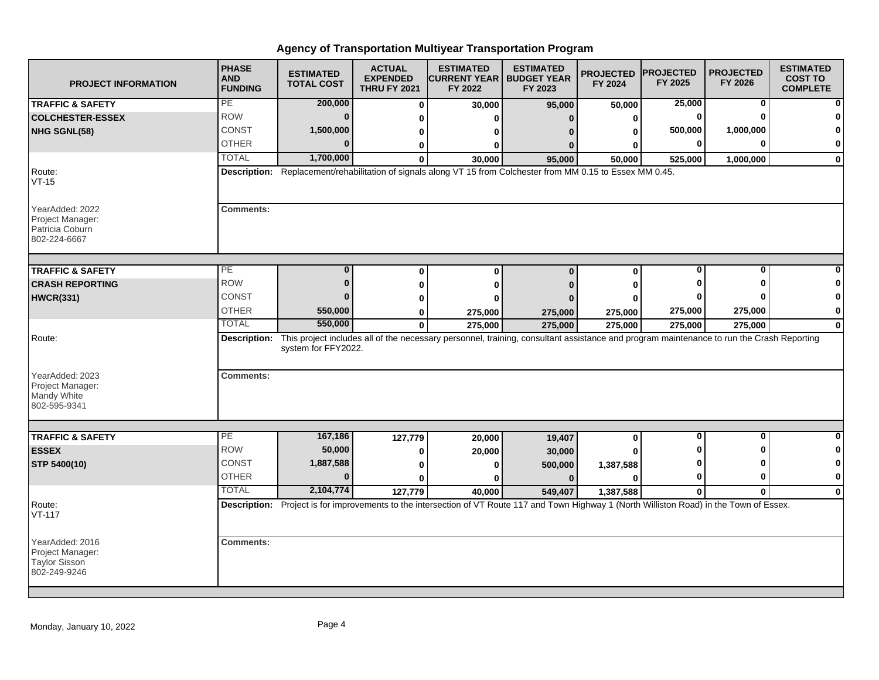# Agency of Transportation Multiyear Transportation Program

| PROJECT INFORMATION | PHASE AND FUNDING | ESTIMATED TOTAL COST | ACTUAL EXPENDED THRU FY 2021 | ESTIMATED CURRENT YEAR FY 2022 | ESTIMATED BUDGET YEAR FY 2023 | PROJECTED FY 2024 | PROJECTED FY 2025 | PROJECTED FY 2026 | ESTIMATED COST TO COMPLETE |
|---|---|---|---|---|---|---|---|---|---|
| **TRAFFIC & SAFETY** | PE | 200,000 | 0 | 30,000 | 95,000 | 50,000 | 25,000 | 0 | 0 |
| **COLCHESTER-ESSEX** | ROW | 0 | 0 | 0 | 0 | 0 | 0 | 0 | 0 |
| **NHG SGNL(58)** | CONST | 1,500,000 | 0 | 0 | 0 | 0 | 500,000 | 1,000,000 | 0 |
| | OTHER | 0 | 0 | 0 | 0 | 0 | 0 | 0 | 0 |
| | TOTAL | 1,700,000 | 0 | 30,000 | 95,000 | 50,000 | 525,000 | 1,000,000 | 0 |

Route: VT-15

**Description:** Replacement/rehabilitation of signals along VT 15 from Colchester from MM 0.15 to Essex MM 0.45.

YearAdded: 2022
Project Manager: Patricia Coburn
802-224-6667

**Comments:**

| PROJECT INFORMATION | PHASE AND FUNDING | ESTIMATED TOTAL COST | ACTUAL EXPENDED THRU FY 2021 | ESTIMATED CURRENT YEAR FY 2022 | ESTIMATED BUDGET YEAR FY 2023 | PROJECTED FY 2024 | PROJECTED FY 2025 | PROJECTED FY 2026 | ESTIMATED COST TO COMPLETE |
|---|---|---|---|---|---|---|---|---|---|
| **TRAFFIC & SAFETY** | PE | 0 | 0 | 0 | 0 | 0 | 0 | 0 | 0 |
| **CRASH REPORTING** | ROW | 0 | 0 | 0 | 0 | 0 | 0 | 0 | 0 |
| **HWCR(331)** | CONST | 0 | 0 | 0 | 0 | 0 | 0 | 0 | 0 |
| | OTHER | 550,000 | 0 | 275,000 | 275,000 | 275,000 | 275,000 | 275,000 | 0 |
| | TOTAL | 550,000 | 0 | 275,000 | 275,000 | 275,000 | 275,000 | 275,000 | 0 |

Route:

**Description:** This project includes all of the necessary personnel, training, consultant assistance and program maintenance to run the Crash Reporting system for FFY2022.

YearAdded: 2023
Project Manager: Mandy White
802-595-9341

**Comments:**

| PROJECT INFORMATION | PHASE AND FUNDING | ESTIMATED TOTAL COST | ACTUAL EXPENDED THRU FY 2021 | ESTIMATED CURRENT YEAR FY 2022 | ESTIMATED BUDGET YEAR FY 2023 | PROJECTED FY 2024 | PROJECTED FY 2025 | PROJECTED FY 2026 | ESTIMATED COST TO COMPLETE |
|---|---|---|---|---|---|---|---|---|---|
| **TRAFFIC & SAFETY** | PE | 167,186 | 127,779 | 20,000 | 19,407 | 0 | 0 | 0 | 0 |
| **ESSEX** | ROW | 50,000 | 0 | 20,000 | 30,000 | 0 | 0 | 0 | 0 |
| **STP 5400(10)** | CONST | 1,887,588 | 0 | 0 | 500,000 | 1,387,588 | 0 | 0 | 0 |
| | OTHER | 0 | 0 | 0 | 0 | 0 | 0 | 0 | 0 |
| | TOTAL | 2,104,774 | 127,779 | 40,000 | 549,407 | 1,387,588 | 0 | 0 | 0 |

Route: VT-117

**Description:** Project is for improvements to the intersection of VT Route 117 and Town Highway 1 (North Williston Road) in the Town of Essex.

YearAdded: 2016
Project Manager: Taylor Sisson
802-249-9246

**Comments:**

Monday, January 10, 2022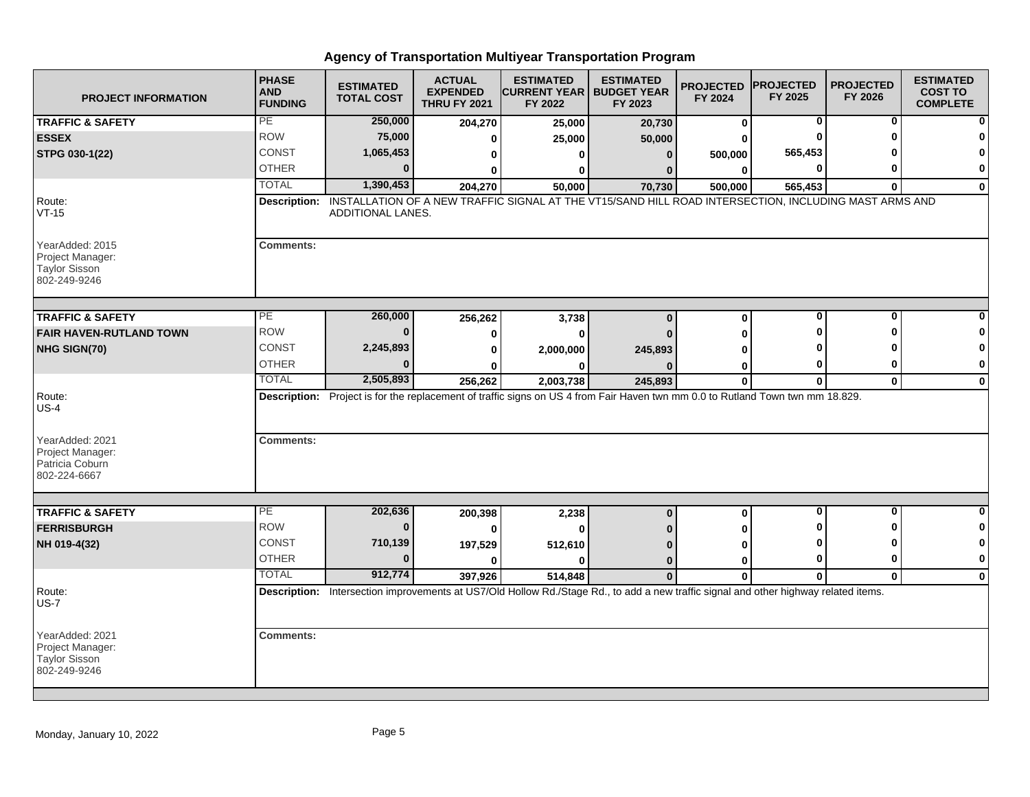# Agency of Transportation Multiyear Transportation Program

| PROJECT INFORMATION | PHASE AND FUNDING | ESTIMATED TOTAL COST | ACTUAL EXPENDED THRU FY 2021 | ESTIMATED CURRENT YEAR FY 2022 | ESTIMATED BUDGET YEAR FY 2023 | PROJECTED FY 2024 | PROJECTED FY 2025 | PROJECTED FY 2026 | ESTIMATED COST TO COMPLETE |
|---|---|---|---|---|---|---|---|---|---|
| **TRAFFIC & SAFETY** | PE | 250,000 | 204,270 | 25,000 | 20,730 | 0 | 0 | 0 | 0 |
| **ESSEX** | ROW | 75,000 | 0 | 25,000 | 50,000 | 0 | 0 | 0 | 0 |
| **STPG 030-1(22)** | CONST | 1,065,453 | 0 | 0 | 0 | 500,000 | 565,453 | 0 | 0 |
| | OTHER | 0 | 0 | 0 | 0 | 0 | 0 | 0 | 0 |
| | TOTAL | 1,390,453 | 204,270 | 50,000 | 70,730 | 500,000 | 565,453 | 0 | 0 |
| Route: VT-15 | **Description:** | INSTALLATION OF A NEW TRAFFIC SIGNAL AT THE VT15/SAND HILL ROAD INTERSECTION, INCLUDING MAST ARMS AND ADDITIONAL LANES. | | | | | | | |
| YearAdded: 2015<br>Project Manager:<br>Taylor Sisson<br>802-249-9246 | **Comments:** | | | | | | | | |
| **TRAFFIC & SAFETY** | PE | 260,000 | 256,262 | 3,738 | 0 | 0 | 0 | 0 | 0 |
| **FAIR HAVEN-RUTLAND TOWN** | ROW | 0 | 0 | 0 | 0 | 0 | 0 | 0 | 0 |
| **NHG SIGN(70)** | CONST | 2,245,893 | 0 | 2,000,000 | 245,893 | 0 | 0 | 0 | 0 |
| | OTHER | 0 | 0 | 0 | 0 | 0 | 0 | 0 | 0 |
| | TOTAL | 2,505,893 | 256,262 | 2,003,738 | 245,893 | 0 | 0 | 0 | 0 |
| Route: US-4 | **Description:** | Project is for the replacement of traffic signs on US 4 from Fair Haven twn mm 0.0 to Rutland Town twn mm 18.829. | | | | | | | |
| YearAdded: 2021<br>Project Manager:<br>Patricia Coburn<br>802-224-6667 | **Comments:** | | | | | | | | |
| **TRAFFIC & SAFETY** | PE | 202,636 | 200,398 | 2,238 | 0 | 0 | 0 | 0 | 0 |
| **FERRISBURGH** | ROW | 0 | 0 | 0 | 0 | 0 | 0 | 0 | 0 |
| **NH 019-4(32)** | CONST | 710,139 | 197,529 | 512,610 | 0 | 0 | 0 | 0 | 0 |
| | OTHER | 0 | 0 | 0 | 0 | 0 | 0 | 0 | 0 |
| | TOTAL | 912,774 | 397,926 | 514,848 | 0 | 0 | 0 | 0 | 0 |
| Route: US-7 | **Description:** | Intersection improvements at US7/Old Hollow Rd./Stage Rd., to add a new traffic signal and other highway related items. | | | | | | | |
| YearAdded: 2021<br>Project Manager:<br>Taylor Sisson<br>802-249-9246 | **Comments:** | | | | | | | | |

Monday, January 10, 2022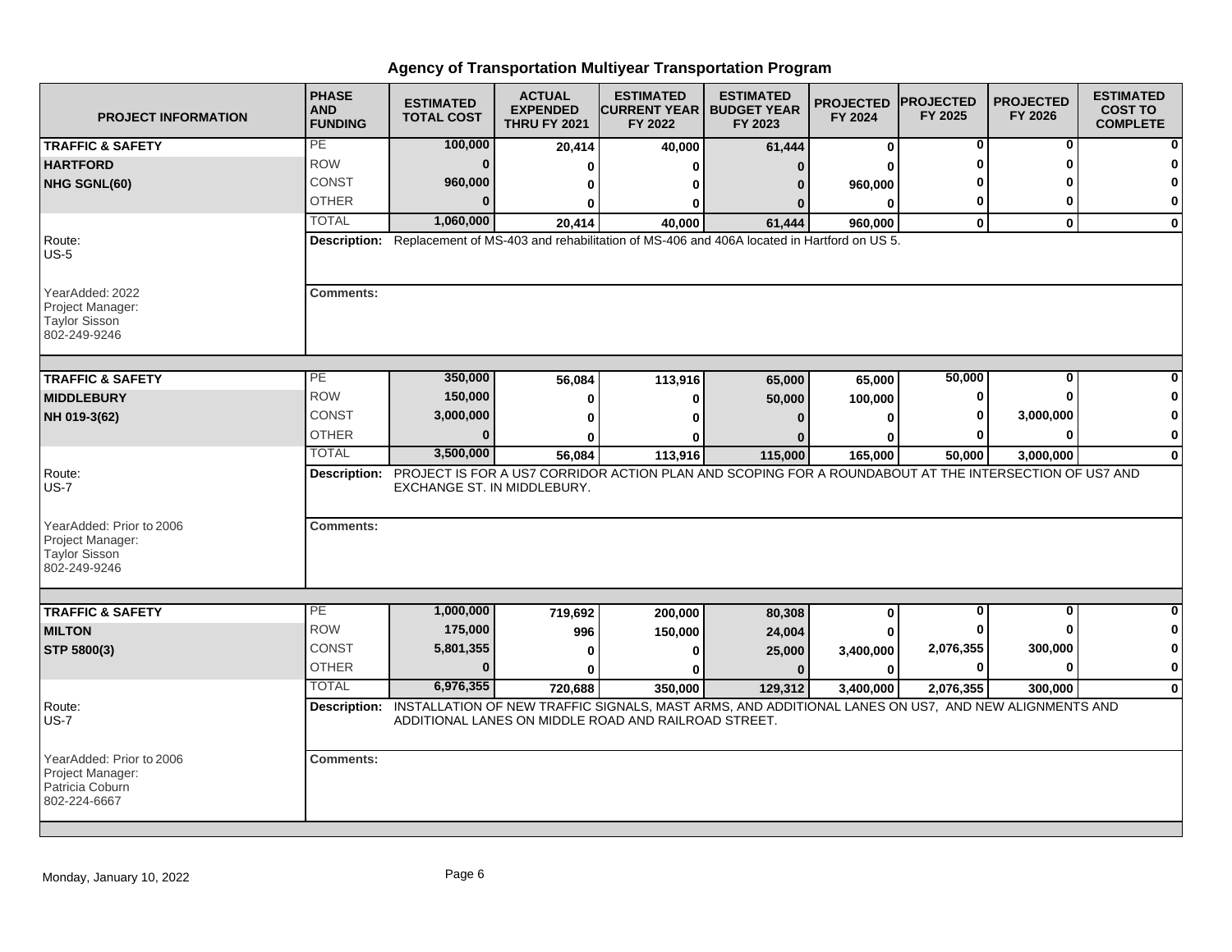# Agency of Transportation Multiyear Transportation Program

| PROJECT INFORMATION | PHASE AND FUNDING | ESTIMATED TOTAL COST | ACTUAL EXPENDED THRU FY 2021 | ESTIMATED CURRENT YEAR FY 2022 | ESTIMATED BUDGET YEAR FY 2023 | PROJECTED FY 2024 | PROJECTED FY 2025 | PROJECTED FY 2026 | ESTIMATED COST TO COMPLETE |
|---|---|---|---|---|---|---|---|---|---|
| **TRAFFIC & SAFETY** | PE | 100,000 | 20,414 | 40,000 | 61,444 | 0 | 0 | 0 | 0 |
| **HARTFORD** | ROW | 0 | 0 | 0 | 0 | 0 | 0 | 0 | 0 |
| **NHG SGNL(60)** | CONST | 960,000 | 0 | 0 | 0 | 960,000 | 0 | 0 | 0 |
| | OTHER | 0 | 0 | 0 | 0 | 0 | 0 | 0 | 0 |
| | TOTAL | 1,060,000 | 20,414 | 40,000 | 61,444 | 960,000 | 0 | 0 | 0 |
| Route: US-5 | **Description:** Replacement of MS-403 and rehabilitation of MS-406 and 406A located in Hartford on US 5. | | | | | | | | |
| YearAdded: 2022<br>Project Manager:<br>Taylor Sisson<br>802-249-9246 | **Comments:** | | | | | | | | |
| **TRAFFIC & SAFETY** | PE | 350,000 | 56,084 | 113,916 | 65,000 | 65,000 | 50,000 | 0 | 0 |
| **MIDDLEBURY** | ROW | 150,000 | 0 | 0 | 50,000 | 100,000 | 0 | 0 | 0 |
| **NH 019-3(62)** | CONST | 3,000,000 | 0 | 0 | 0 | 0 | 0 | 3,000,000 | 0 |
| | OTHER | 0 | 0 | 0 | 0 | 0 | 0 | 0 | 0 |
| | TOTAL | 3,500,000 | 56,084 | 113,916 | 115,000 | 165,000 | 50,000 | 3,000,000 | 0 |
| Route: US-7 | **Description:** PROJECT IS FOR A US7 CORRIDOR ACTION PLAN AND SCOPING FOR A ROUNDABOUT AT THE INTERSECTION OF US7 AND EXCHANGE ST. IN MIDDLEBURY. | | | | | | | | |
| YearAdded: Prior to 2006<br>Project Manager:<br>Taylor Sisson<br>802-249-9246 | **Comments:** | | | | | | | | |
| **TRAFFIC & SAFETY** | PE | 1,000,000 | 719,692 | 200,000 | 80,308 | 0 | 0 | 0 | 0 |
| **MILTON** | ROW | 175,000 | 996 | 150,000 | 24,004 | 0 | 0 | 0 | 0 |
| **STP 5800(3)** | CONST | 5,801,355 | 0 | 0 | 25,000 | 3,400,000 | 2,076,355 | 300,000 | 0 |
| | OTHER | 0 | 0 | 0 | 0 | 0 | 0 | 0 | 0 |
| | TOTAL | 6,976,355 | 720,688 | 350,000 | 129,312 | 3,400,000 | 2,076,355 | 300,000 | 0 |
| Route: US-7 | **Description:** INSTALLATION OF NEW TRAFFIC SIGNALS, MAST ARMS, AND ADDITIONAL LANES ON US7, AND NEW ALIGNMENTS AND ADDITIONAL LANES ON MIDDLE ROAD AND RAILROAD STREET. | | | | | | | | |
| YearAdded: Prior to 2006<br>Project Manager:<br>Patricia Coburn<br>802-224-6667 | **Comments:** | | | | | | | | |

Monday, January 10, 2022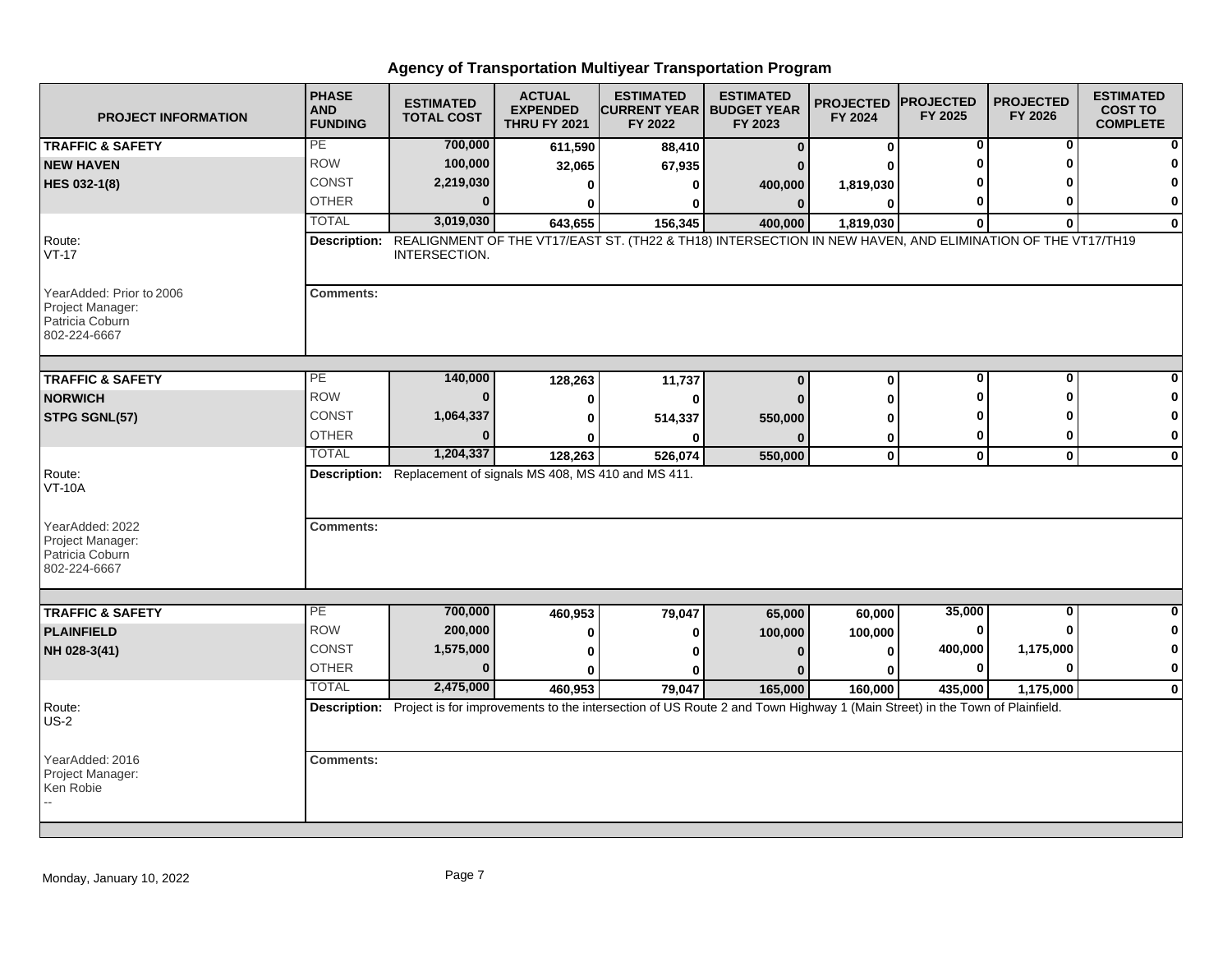# Agency of Transportation Multiyear Transportation Program

| PROJECT INFORMATION | PHASE AND FUNDING | ESTIMATED TOTAL COST | ACTUAL EXPENDED THRU FY 2021 | ESTIMATED CURRENT YEAR FY 2022 | ESTIMATED BUDGET YEAR FY 2023 | PROJECTED FY 2024 | PROJECTED FY 2025 | PROJECTED FY 2026 | ESTIMATED COST TO COMPLETE |
|---|---|---|---|---|---|---|---|---|---|
| **TRAFFIC & SAFETY** | PE | **700,000** | **611,590** | **88,410** | **0** | **0** | **0** | **0** | **0** |
| **NEW HAVEN** | ROW | **100,000** | **32,065** | **67,935** | **0** | **0** | **0** | **0** | **0** |
| **HES 032-1(8)** | CONST | **2,219,030** | **0** | **0** | **400,000** | **1,819,030** | **0** | **0** | **0** |
| | OTHER | **0** | **0** | **0** | **0** | **0** | **0** | **0** | **0** |
| | TOTAL | **3,019,030** | **643,655** | **156,345** | **400,000** | **1,819,030** | **0** | **0** | **0** |
| Route: VT-17 | **Description:** | REALIGNMENT OF THE VT17/EAST ST. (TH22 & TH18) INTERSECTION IN NEW HAVEN, AND ELIMINATION OF THE VT17/TH19 INTERSECTION. | | | | | | | |
| YearAdded: Prior to 2006<br>Project Manager:<br>Patricia Coburn<br>802-224-6667 | **Comments:** | | | | | | | | |
| **TRAFFIC & SAFETY** | PE | **140,000** | **128,263** | **11,737** | **0** | **0** | **0** | **0** | **0** |
| **NORWICH** | ROW | **0** | **0** | **0** | **0** | **0** | **0** | **0** | **0** |
| **STPG SGNL(57)** | CONST | **1,064,337** | **0** | **514,337** | **550,000** | **0** | **0** | **0** | **0** |
| | OTHER | **0** | **0** | **0** | **0** | **0** | **0** | **0** | **0** |
| | TOTAL | **1,204,337** | **128,263** | **526,074** | **550,000** | **0** | **0** | **0** | **0** |
| Route: VT-10A | **Description:** | Replacement of signals MS 408, MS 410 and MS 411. | | | | | | | |
| YearAdded: 2022<br>Project Manager:<br>Patricia Coburn<br>802-224-6667 | **Comments:** | | | | | | | | |
| **TRAFFIC & SAFETY** | PE | **700,000** | **460,953** | **79,047** | **65,000** | **60,000** | **35,000** | **0** | **0** |
| **PLAINFIELD** | ROW | **200,000** | **0** | **0** | **100,000** | **100,000** | **0** | **0** | **0** |
| **NH 028-3(41)** | CONST | **1,575,000** | **0** | **0** | **0** | **0** | **400,000** | **1,175,000** | **0** |
| | OTHER | **0** | **0** | **0** | **0** | **0** | **0** | **0** | **0** |
| | TOTAL | **2,475,000** | **460,953** | **79,047** | **165,000** | **160,000** | **435,000** | **1,175,000** | **0** |
| Route: US-2 | **Description:** | Project is for improvements to the intersection of US Route 2 and Town Highway 1 (Main Street) in the Town of Plainfield. | | | | | | | |
| YearAdded: 2016<br>Project Manager:<br>Ken Robie<br>-- | **Comments:** | | | | | | | | |

Monday, January 10, 2022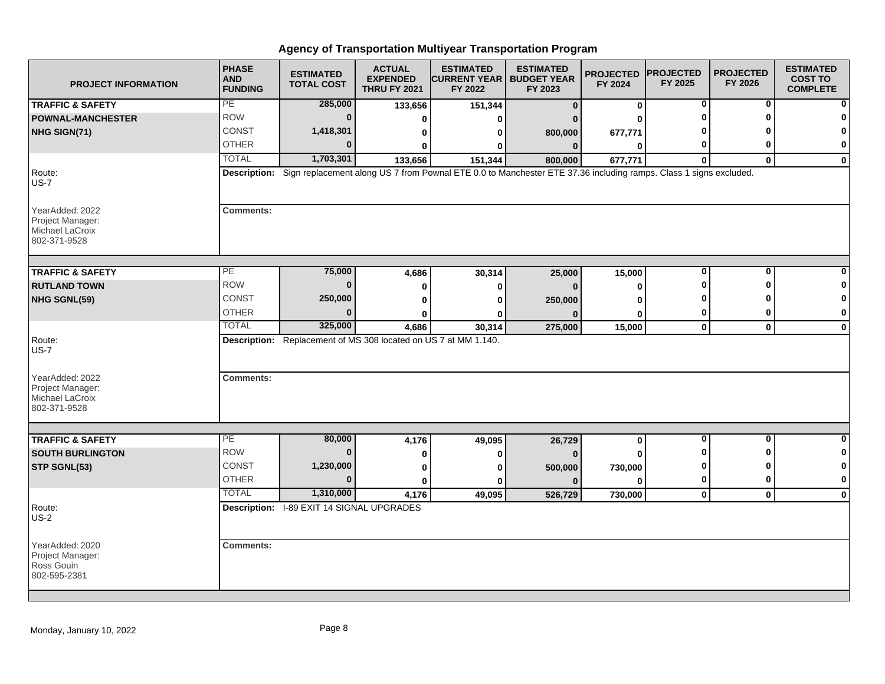# Agency of Transportation Multiyear Transportation Program

| PROJECT INFORMATION | PHASE AND FUNDING | ESTIMATED TOTAL COST | ACTUAL EXPENDED THRU FY 2021 | ESTIMATED CURRENT YEAR FY 2022 | ESTIMATED BUDGET YEAR FY 2023 | PROJECTED FY 2024 | PROJECTED FY 2025 | PROJECTED FY 2026 | ESTIMATED COST TO COMPLETE |
|---|---|---|---|---|---|---|---|---|---|
| **TRAFFIC & SAFETY** | PE | 285,000 | 133,656 | 151,344 | 0 | 0 | 0 | 0 | 0 |
| **POWNAL-MANCHESTER** | ROW | 0 | 0 | 0 | 0 | 0 | 0 | 0 | 0 |
| **NHG SIGN(71)** | CONST | 1,418,301 | 0 | 0 | 800,000 | 677,771 | 0 | 0 | 0 |
| | OTHER | 0 | 0 | 0 | 0 | 0 | 0 | 0 | 0 |
| | TOTAL | 1,703,301 | 133,656 | 151,344 | 800,000 | 677,771 | 0 | 0 | 0 |
| Route: US-7 | **Description:** Sign replacement along US 7 from Pownal ETE 0.0 to Manchester ETE 37.36 including ramps. Class 1 signs excluded. | | | | | | | | |
| YearAdded: 2022<br>Project Manager:<br>Michael LaCroix<br>802-371-9528 | **Comments:** | | | | | | | | |
| **TRAFFIC & SAFETY** | PE | 75,000 | 4,686 | 30,314 | 25,000 | 15,000 | 0 | 0 | 0 |
| **RUTLAND TOWN** | ROW | 0 | 0 | 0 | 0 | 0 | 0 | 0 | 0 |
| **NHG SGNL(59)** | CONST | 250,000 | 0 | 0 | 250,000 | 0 | 0 | 0 | 0 |
| | OTHER | 0 | 0 | 0 | 0 | 0 | 0 | 0 | 0 |
| | TOTAL | 325,000 | 4,686 | 30,314 | 275,000 | 15,000 | 0 | 0 | 0 |
| Route: US-7 | **Description:** Replacement of MS 308 located on US 7 at MM 1.140. | | | | | | | | |
| YearAdded: 2022<br>Project Manager:<br>Michael LaCroix<br>802-371-9528 | **Comments:** | | | | | | | | |
| **TRAFFIC & SAFETY** | PE | 80,000 | 4,176 | 49,095 | 26,729 | 0 | 0 | 0 | 0 |
| **SOUTH BURLINGTON** | ROW | 0 | 0 | 0 | 0 | 0 | 0 | 0 | 0 |
| **STP SGNL(53)** | CONST | 1,230,000 | 0 | 0 | 500,000 | 730,000 | 0 | 0 | 0 |
| | OTHER | 0 | 0 | 0 | 0 | 0 | 0 | 0 | 0 |
| | TOTAL | 1,310,000 | 4,176 | 49,095 | 526,729 | 730,000 | 0 | 0 | 0 |
| Route: US-2 | **Description:** I-89 EXIT 14 SIGNAL UPGRADES | | | | | | | | |
| YearAdded: 2020<br>Project Manager:<br>Ross Gouin<br>802-595-2381 | **Comments:** | | | | | | | | |

Monday, January 10, 2022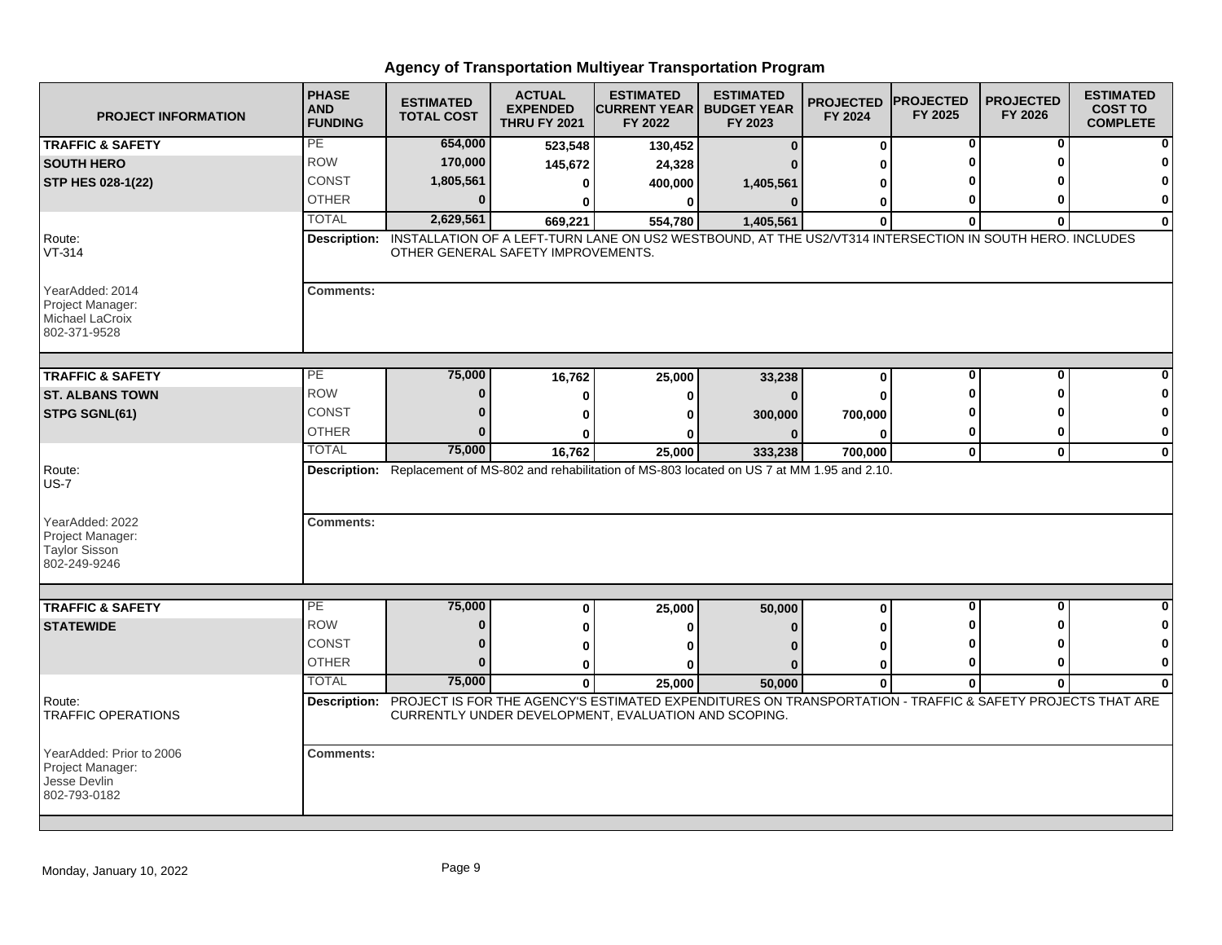# Agency of Transportation Multiyear Transportation Program

| PROJECT INFORMATION | PHASE AND FUNDING | ESTIMATED TOTAL COST | ACTUAL EXPENDED THRU FY 2021 | ESTIMATED CURRENT YEAR FY 2022 | ESTIMATED BUDGET YEAR FY 2023 | PROJECTED FY 2024 | PROJECTED FY 2025 | PROJECTED FY 2026 | ESTIMATED COST TO COMPLETE |
|---|---|---|---|---|---|---|---|---|---|
| **TRAFFIC & SAFETY** | PE | 654,000 | 523,548 | 130,452 | 0 | 0 | 0 | 0 | 0 |
| **SOUTH HERO** | ROW | 170,000 | 145,672 | 24,328 | 0 | 0 | 0 | 0 | 0 |
| **STP HES 028-1(22)** | CONST | 1,805,561 | 0 | 400,000 | 1,405,561 | 0 | 0 | 0 | 0 |
| | OTHER | 0 | 0 | 0 | 0 | 0 | 0 | 0 | 0 |
| | TOTAL | 2,629,561 | 669,221 | 554,780 | 1,405,561 | 0 | 0 | 0 | 0 |
| Route: VT-314 | **Description:** | INSTALLATION OF A LEFT-TURN LANE ON US2 WESTBOUND, AT THE US2/VT314 INTERSECTION IN SOUTH HERO. INCLUDES OTHER GENERAL SAFETY IMPROVEMENTS. | | | | | | | |
| YearAdded: 2014<br>Project Manager:<br>Michael LaCroix<br>802-371-9528 | **Comments:** | | | | | | | | |
| **TRAFFIC & SAFETY** | PE | 75,000 | 16,762 | 25,000 | 33,238 | 0 | 0 | 0 | 0 |
| **ST. ALBANS TOWN** | ROW | 0 | 0 | 0 | 0 | 0 | 0 | 0 | 0 |
| **STPG SGNL(61)** | CONST | 0 | 0 | 0 | 300,000 | 700,000 | 0 | 0 | 0 |
| | OTHER | 0 | 0 | 0 | 0 | 0 | 0 | 0 | 0 |
| | TOTAL | 75,000 | 16,762 | 25,000 | 333,238 | 700,000 | 0 | 0 | 0 |
| Route: US-7 | **Description:** | Replacement of MS-802 and rehabilitation of MS-803 located on US 7 at MM 1.95 and 2.10. | | | | | | | |
| YearAdded: 2022<br>Project Manager:<br>Taylor Sisson<br>802-249-9246 | **Comments:** | | | | | | | | |
| **TRAFFIC & SAFETY** | PE | 75,000 | 0 | 25,000 | 50,000 | 0 | 0 | 0 | 0 |
| **STATEWIDE** | ROW | 0 | 0 | 0 | 0 | 0 | 0 | 0 | 0 |
| | CONST | 0 | 0 | 0 | 0 | 0 | 0 | 0 | 0 |
| | OTHER | 0 | 0 | 0 | 0 | 0 | 0 | 0 | 0 |
| | TOTAL | 75,000 | 0 | 25,000 | 50,000 | 0 | 0 | 0 | 0 |
| Route: TRAFFIC OPERATIONS | **Description:** | PROJECT IS FOR THE AGENCY'S ESTIMATED EXPENDITURES ON TRANSPORTATION - TRAFFIC & SAFETY PROJECTS THAT ARE CURRENTLY UNDER DEVELOPMENT, EVALUATION AND SCOPING. | | | | | | | |
| YearAdded: Prior to 2006<br>Project Manager:<br>Jesse Devlin<br>802-793-0182 | **Comments:** | | | | | | | | |

Monday, January 10, 2022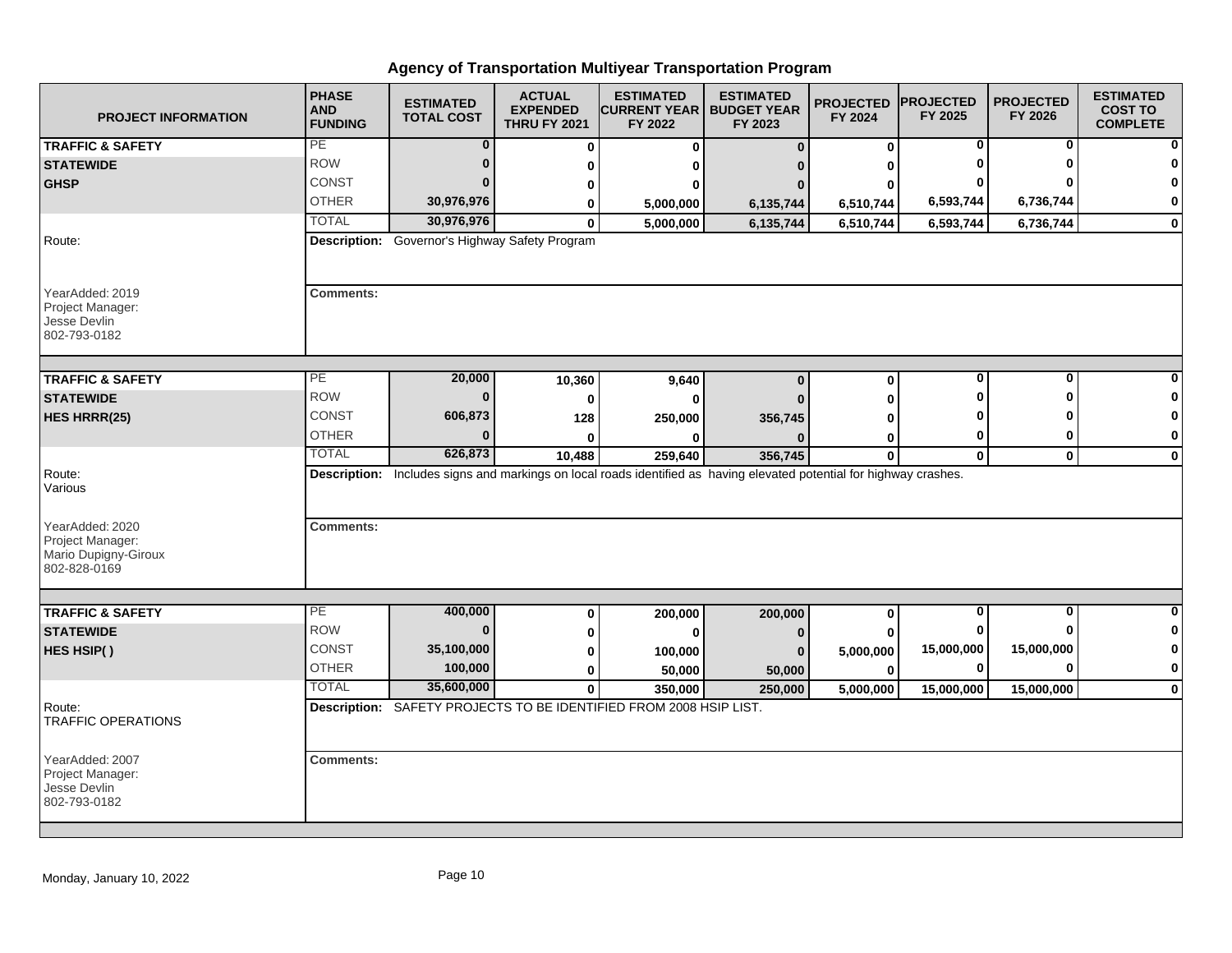# Agency of Transportation Multiyear Transportation Program

| PROJECT INFORMATION | PHASE AND FUNDING | ESTIMATED TOTAL COST | ACTUAL EXPENDED THRU FY 2021 | ESTIMATED CURRENT YEAR FY 2022 | ESTIMATED BUDGET YEAR FY 2023 | PROJECTED FY 2024 | PROJECTED FY 2025 | PROJECTED FY 2026 | ESTIMATED COST TO COMPLETE |
|---|---|---|---|---|---|---|---|---|---|
| **TRAFFIC & SAFETY** | PE | 0 | 0 | 0 | 0 | 0 | 0 | 0 | 0 |
| **STATEWIDE** | ROW | 0 | 0 | 0 | 0 | 0 | 0 | 0 | 0 |
| **GHSP** | CONST | 0 | 0 | 0 | 0 | 0 | 0 | 0 | 0 |
| | OTHER | 30,976,976 | 0 | 5,000,000 | 6,135,744 | 6,510,744 | 6,593,744 | 6,736,744 | 0 |
| | TOTAL | 30,976,976 | 0 | 5,000,000 | 6,135,744 | 6,510,744 | 6,593,744 | 6,736,744 | 0 |

Route:

**Description:** Governor's Highway Safety Program

YearAdded: 2019
Project Manager:
Jesse Devlin
802-793-0182

**Comments:**

| PROJECT INFORMATION | PHASE AND FUNDING | ESTIMATED TOTAL COST | ACTUAL EXPENDED THRU FY 2021 | ESTIMATED CURRENT YEAR FY 2022 | ESTIMATED BUDGET YEAR FY 2023 | PROJECTED FY 2024 | PROJECTED FY 2025 | PROJECTED FY 2026 | ESTIMATED COST TO COMPLETE |
|---|---|---|---|---|---|---|---|---|---|
| **TRAFFIC & SAFETY** | PE | 20,000 | 10,360 | 9,640 | 0 | 0 | 0 | 0 | 0 |
| **STATEWIDE** | ROW | 0 | 0 | 0 | 0 | 0 | 0 | 0 | 0 |
| **HES HRRR(25)** | CONST | 606,873 | 128 | 250,000 | 356,745 | 0 | 0 | 0 | 0 |
| | OTHER | 0 | 0 | 0 | 0 | 0 | 0 | 0 | 0 |
| | TOTAL | 626,873 | 10,488 | 259,640 | 356,745 | 0 | 0 | 0 | 0 |

Route:
Various

**Description:** Includes signs and markings on local roads identified as having elevated potential for highway crashes.

YearAdded: 2020
Project Manager:
Mario Dupigny-Giroux
802-828-0169

**Comments:**

| PROJECT INFORMATION | PHASE AND FUNDING | ESTIMATED TOTAL COST | ACTUAL EXPENDED THRU FY 2021 | ESTIMATED CURRENT YEAR FY 2022 | ESTIMATED BUDGET YEAR FY 2023 | PROJECTED FY 2024 | PROJECTED FY 2025 | PROJECTED FY 2026 | ESTIMATED COST TO COMPLETE |
|---|---|---|---|---|---|---|---|---|---|
| **TRAFFIC & SAFETY** | PE | 400,000 | 0 | 200,000 | 200,000 | 0 | 0 | 0 | 0 |
| **STATEWIDE** | ROW | 0 | 0 | 0 | 0 | 0 | 0 | 0 | 0 |
| **HES HSIP( )** | CONST | 35,100,000 | 0 | 100,000 | 0 | 5,000,000 | 15,000,000 | 15,000,000 | 0 |
| | OTHER | 100,000 | 0 | 50,000 | 50,000 | 0 | 0 | 0 | 0 |
| | TOTAL | 35,600,000 | 0 | 350,000 | 250,000 | 5,000,000 | 15,000,000 | 15,000,000 | 0 |

Route:
TRAFFIC OPERATIONS

**Description:** SAFETY PROJECTS TO BE IDENTIFIED FROM 2008 HSIP LIST.

YearAdded: 2007
Project Manager:
Jesse Devlin
802-793-0182

**Comments:**

Monday, January 10, 2022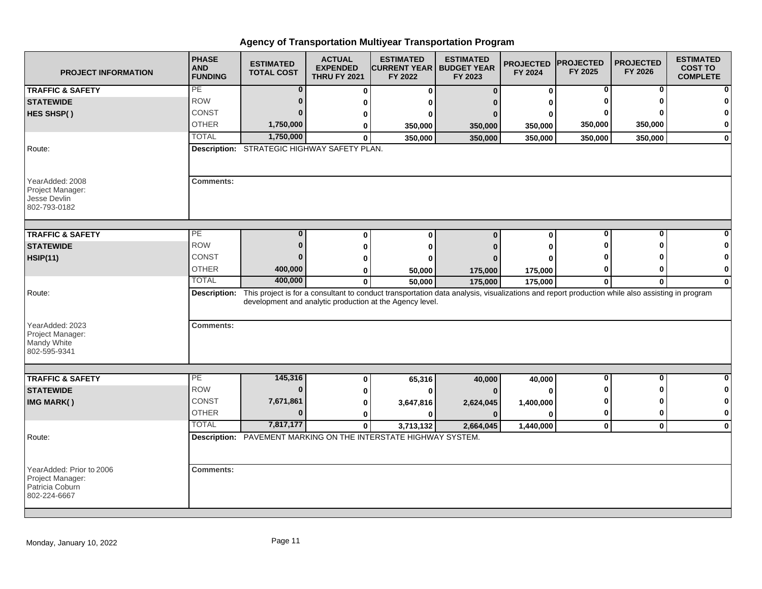# Agency of Transportation Multiyear Transportation Program

| PROJECT INFORMATION | PHASE AND FUNDING | ESTIMATED TOTAL COST | ACTUAL EXPENDED THRU FY 2021 | ESTIMATED CURRENT YEAR FY 2022 | ESTIMATED BUDGET YEAR FY 2023 | PROJECTED FY 2024 | PROJECTED FY 2025 | PROJECTED FY 2026 | ESTIMATED COST TO COMPLETE |
|---|---|---|---|---|---|---|---|---|---|
| **TRAFFIC & SAFETY** | PE | 0 | 0 | 0 | 0 | 0 | 0 | 0 | 0 |
| **STATEWIDE** | ROW | 0 | 0 | 0 | 0 | 0 | 0 | 0 | 0 |
| **HES SHSP( )** | CONST | 0 | 0 | 0 | 0 | 0 | 0 | 0 | 0 |
| | OTHER | 1,750,000 | 0 | 350,000 | 350,000 | 350,000 | 350,000 | 350,000 | 0 |
| | TOTAL | 1,750,000 | 0 | 350,000 | 350,000 | 350,000 | 350,000 | 350,000 | 0 |

Route:

**Description:** STRATEGIC HIGHWAY SAFETY PLAN.

YearAdded: 2008
Project Manager:
Jesse Devlin
802-793-0182

**Comments:**

| PROJECT INFORMATION | PHASE AND FUNDING | ESTIMATED TOTAL COST | ACTUAL EXPENDED THRU FY 2021 | ESTIMATED CURRENT YEAR FY 2022 | ESTIMATED BUDGET YEAR FY 2023 | PROJECTED FY 2024 | PROJECTED FY 2025 | PROJECTED FY 2026 | ESTIMATED COST TO COMPLETE |
|---|---|---|---|---|---|---|---|---|---|
| **TRAFFIC & SAFETY** | PE | 0 | 0 | 0 | 0 | 0 | 0 | 0 | 0 |
| **STATEWIDE** | ROW | 0 | 0 | 0 | 0 | 0 | 0 | 0 | 0 |
| **HSIP(11)** | CONST | 0 | 0 | 0 | 0 | 0 | 0 | 0 | 0 |
| | OTHER | 400,000 | 0 | 50,000 | 175,000 | 175,000 | 0 | 0 | 0 |
| | TOTAL | 400,000 | 0 | 50,000 | 175,000 | 175,000 | 0 | 0 | 0 |

Route:

**Description:** This project is for a consultant to conduct transportation data analysis, visualizations and report production while also assisting in program development and analytic production at the Agency level.

YearAdded: 2023
Project Manager:
Mandy White
802-595-9341

**Comments:**

| PROJECT INFORMATION | PHASE AND FUNDING | ESTIMATED TOTAL COST | ACTUAL EXPENDED THRU FY 2021 | ESTIMATED CURRENT YEAR FY 2022 | ESTIMATED BUDGET YEAR FY 2023 | PROJECTED FY 2024 | PROJECTED FY 2025 | PROJECTED FY 2026 | ESTIMATED COST TO COMPLETE |
|---|---|---|---|---|---|---|---|---|---|
| **TRAFFIC & SAFETY** | PE | 145,316 | 0 | 65,316 | 40,000 | 40,000 | 0 | 0 | 0 |
| **STATEWIDE** | ROW | 0 | 0 | 0 | 0 | 0 | 0 | 0 | 0 |
| **IMG MARK( )** | CONST | 7,671,861 | 0 | 3,647,816 | 2,624,045 | 1,400,000 | 0 | 0 | 0 |
| | OTHER | 0 | 0 | 0 | 0 | 0 | 0 | 0 | 0 |
| | TOTAL | 7,817,177 | 0 | 3,713,132 | 2,664,045 | 1,440,000 | 0 | 0 | 0 |

Route:

**Description:** PAVEMENT MARKING ON THE INTERSTATE HIGHWAY SYSTEM.

YearAdded: Prior to 2006
Project Manager:
Patricia Coburn
802-224-6667

**Comments:**

Monday, January 10, 2022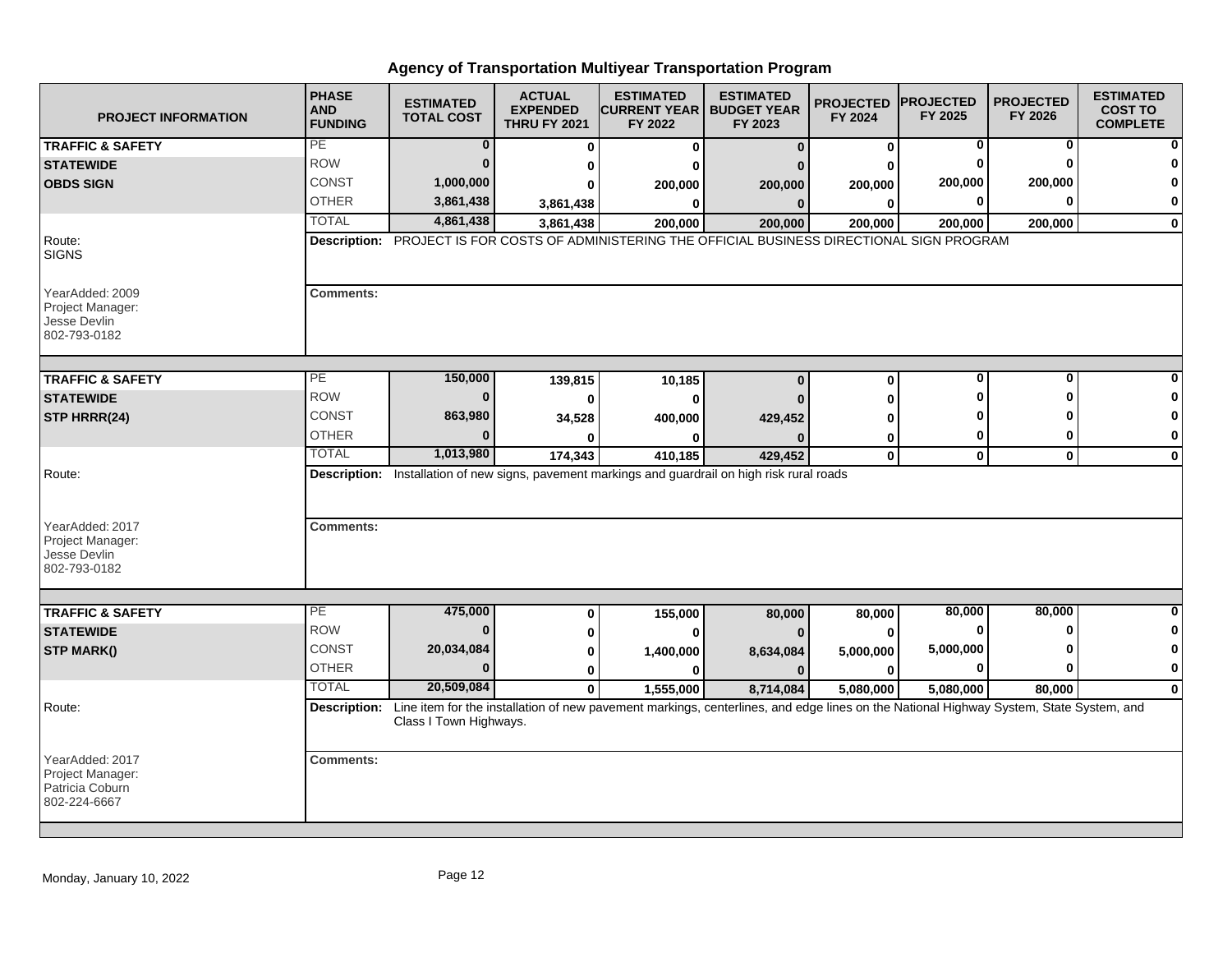# Agency of Transportation Multiyear Transportation Program

| PROJECT INFORMATION | PHASE AND FUNDING | ESTIMATED TOTAL COST | ACTUAL EXPENDED THRU FY 2021 | ESTIMATED CURRENT YEAR FY 2022 | ESTIMATED BUDGET YEAR FY 2023 | PROJECTED FY 2024 | PROJECTED FY 2025 | PROJECTED FY 2026 | ESTIMATED COST TO COMPLETE |
|---|---|---|---|---|---|---|---|---|---|
| **TRAFFIC & SAFETY** | PE | 0 | 0 | 0 | 0 | 0 | 0 | 0 | 0 |
| **STATEWIDE** | ROW | 0 | 0 | 0 | 0 | 0 | 0 | 0 | 0 |
| **OBDS SIGN** | CONST | 1,000,000 | 0 | 200,000 | 200,000 | 200,000 | 200,000 | 200,000 | 0 |
| | OTHER | 3,861,438 | 3,861,438 | 0 | 0 | 0 | 0 | 0 | 0 |
| | TOTAL | 4,861,438 | 3,861,438 | 200,000 | 200,000 | 200,000 | 200,000 | 200,000 | 0 |
| Route: SIGNS | **Description:** PROJECT IS FOR COSTS OF ADMINISTERING THE OFFICIAL BUSINESS DIRECTIONAL SIGN PROGRAM | | | | | | | | |
| YearAdded: 2009<br>Project Manager:<br>Jesse Devlin<br>802-793-0182 | **Comments:** | | | | | | | | |
| **TRAFFIC & SAFETY** | PE | 150,000 | 139,815 | 10,185 | 0 | 0 | 0 | 0 | 0 |
| **STATEWIDE** | ROW | 0 | 0 | 0 | 0 | 0 | 0 | 0 | 0 |
| **STP HRRR(24)** | CONST | 863,980 | 34,528 | 400,000 | 429,452 | 0 | 0 | 0 | 0 |
| | OTHER | 0 | 0 | 0 | 0 | 0 | 0 | 0 | 0 |
| | TOTAL | 1,013,980 | 174,343 | 410,185 | 429,452 | 0 | 0 | 0 | 0 |
| Route: | **Description:** Installation of new signs, pavement markings and guardrail on high risk rural roads | | | | | | | | |
| YearAdded: 2017<br>Project Manager:<br>Jesse Devlin<br>802-793-0182 | **Comments:** | | | | | | | | |
| **TRAFFIC & SAFETY** | PE | 475,000 | 0 | 155,000 | 80,000 | 80,000 | 80,000 | 80,000 | 0 |
| **STATEWIDE** | ROW | 0 | 0 | 0 | 0 | 0 | 0 | 0 | 0 |
| **STP MARK()** | CONST | 20,034,084 | 0 | 1,400,000 | 8,634,084 | 5,000,000 | 5,000,000 | 0 | 0 |
| | OTHER | 0 | 0 | 0 | 0 | 0 | 0 | 0 | 0 |
| | TOTAL | 20,509,084 | 0 | 1,555,000 | 8,714,084 | 5,080,000 | 5,080,000 | 80,000 | 0 |
| Route: | **Description:** Line item for the installation of new pavement markings, centerlines, and edge lines on the National Highway System, State System, and Class I Town Highways. | | | | | | | | |
| YearAdded: 2017<br>Project Manager:<br>Patricia Coburn<br>802-224-6667 | **Comments:** | | | | | | | | |

Monday, January 10, 2022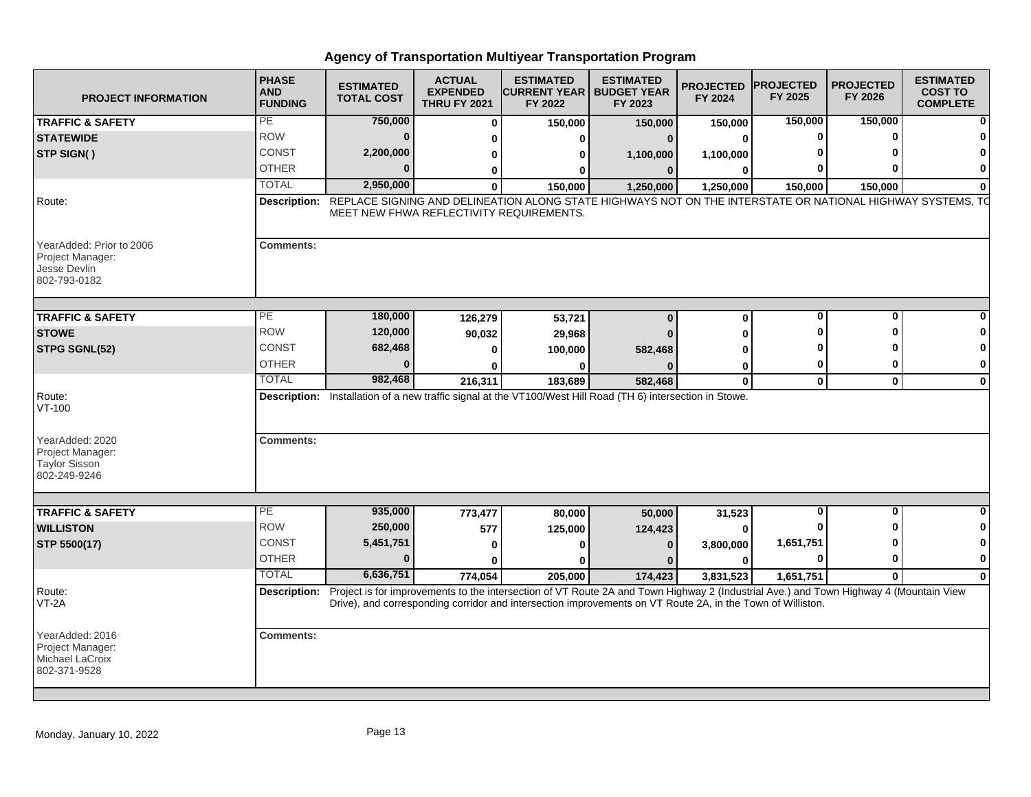# Agency of Transportation Multiyear Transportation Program

| PROJECT INFORMATION | PHASE AND FUNDING | ESTIMATED TOTAL COST | ACTUAL EXPENDED THRU FY 2021 | ESTIMATED CURRENT YEAR FY 2022 | ESTIMATED BUDGET YEAR FY 2023 | PROJECTED FY 2024 | PROJECTED FY 2025 | PROJECTED FY 2026 | ESTIMATED COST TO COMPLETE |
|---|---|---|---|---|---|---|---|---|---|
| **TRAFFIC & SAFETY** | PE | 750,000 | 0 | 150,000 | 150,000 | 150,000 | 150,000 | 150,000 | 0 |
| **STATEWIDE** | ROW | 0 | 0 | 0 | 0 | 0 | 0 | 0 | 0 |
| **STP SIGN( )** | CONST | 2,200,000 | 0 | 0 | 1,100,000 | 1,100,000 | 0 | 0 | 0 |
| | OTHER | 0 | 0 | 0 | 0 | 0 | 0 | 0 | 0 |
| | TOTAL | 2,950,000 | 0 | 150,000 | 1,250,000 | 1,250,000 | 150,000 | 150,000 | 0 |

Route:

**Description:** REPLACE SIGNING AND DELINEATION ALONG STATE HIGHWAYS NOT ON THE INTERSTATE OR NATIONAL HIGHWAY SYSTEMS, TO MEET NEW FHWA REFLECTIVITY REQUIREMENTS.

YearAdded: Prior to 2006
Project Manager:
Jesse Devlin
802-793-0182

**Comments:**

| PROJECT INFORMATION | PHASE AND FUNDING | ESTIMATED TOTAL COST | ACTUAL EXPENDED THRU FY 2021 | ESTIMATED CURRENT YEAR FY 2022 | ESTIMATED BUDGET YEAR FY 2023 | PROJECTED FY 2024 | PROJECTED FY 2025 | PROJECTED FY 2026 | ESTIMATED COST TO COMPLETE |
|---|---|---|---|---|---|---|---|---|---|
| **TRAFFIC & SAFETY** | PE | 180,000 | 126,279 | 53,721 | 0 | 0 | 0 | 0 | 0 |
| **STOWE** | ROW | 120,000 | 90,032 | 29,968 | 0 | 0 | 0 | 0 | 0 |
| **STPG SGNL(52)** | CONST | 682,468 | 0 | 100,000 | 582,468 | 0 | 0 | 0 | 0 |
| | OTHER | 0 | 0 | 0 | 0 | 0 | 0 | 0 | 0 |
| | TOTAL | 982,468 | 216,311 | 183,689 | 582,468 | 0 | 0 | 0 | 0 |

Route:
VT-100

**Description:** Installation of a new traffic signal at the VT100/West Hill Road (TH 6) intersection in Stowe.

YearAdded: 2020
Project Manager:
Taylor Sisson
802-249-9246

**Comments:**

| PROJECT INFORMATION | PHASE AND FUNDING | ESTIMATED TOTAL COST | ACTUAL EXPENDED THRU FY 2021 | ESTIMATED CURRENT YEAR FY 2022 | ESTIMATED BUDGET YEAR FY 2023 | PROJECTED FY 2024 | PROJECTED FY 2025 | PROJECTED FY 2026 | ESTIMATED COST TO COMPLETE |
|---|---|---|---|---|---|---|---|---|---|
| **TRAFFIC & SAFETY** | PE | 935,000 | 773,477 | 80,000 | 50,000 | 31,523 | 0 | 0 | 0 |
| **WILLISTON** | ROW | 250,000 | 577 | 125,000 | 124,423 | 0 | 0 | 0 | 0 |
| **STP 5500(17)** | CONST | 5,451,751 | 0 | 0 | 0 | 3,800,000 | 1,651,751 | 0 | 0 |
| | OTHER | 0 | 0 | 0 | 0 | 0 | 0 | 0 | 0 |
| | TOTAL | 6,636,751 | 774,054 | 205,000 | 174,423 | 3,831,523 | 1,651,751 | 0 | 0 |

Route:
VT-2A

**Description:** Project is for improvements to the intersection of VT Route 2A and Town Highway 2 (Industrial Ave.) and Town Highway 4 (Mountain View Drive), and corresponding corridor and intersection improvements on VT Route 2A, in the Town of Williston.

YearAdded: 2016
Project Manager:
Michael LaCroix
802-371-9528

**Comments:**

Monday, January 10, 2022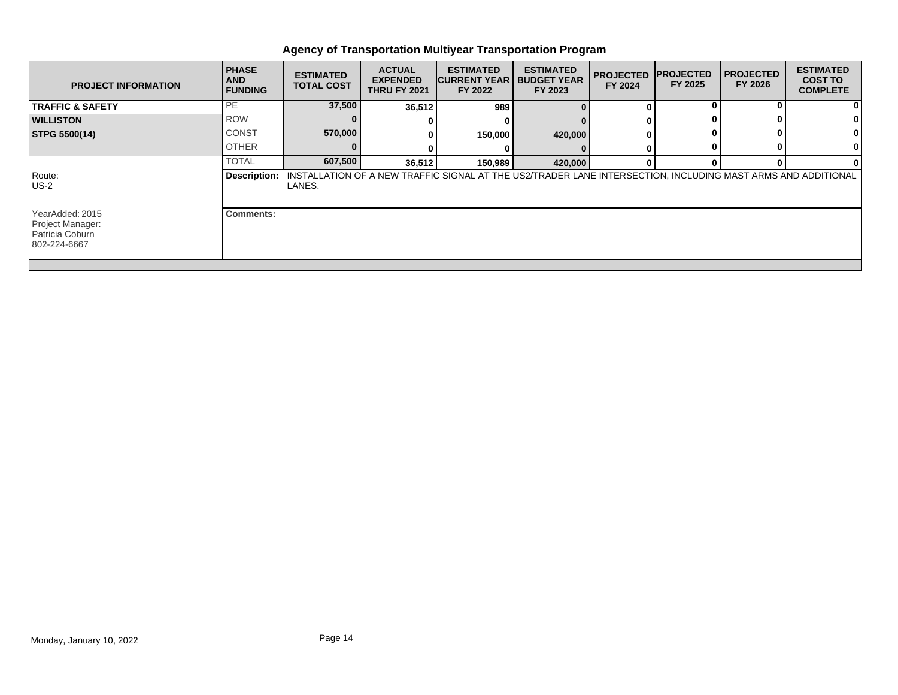# Agency of Transportation Multiyear Transportation Program

| PROJECT INFORMATION | PHASE AND FUNDING | ESTIMATED TOTAL COST | ACTUAL EXPENDED THRU FY 2021 | ESTIMATED CURRENT YEAR FY 2022 | ESTIMATED BUDGET YEAR FY 2023 | PROJECTED FY 2024 | PROJECTED FY 2025 | PROJECTED FY 2026 | ESTIMATED COST TO COMPLETE |
|---|---|---|---|---|---|---|---|---|---|
| **TRAFFIC & SAFETY** | PE | 37,500 | 36,512 | 989 | 0 | 0 | 0 | 0 | 0 |
| **WILLISTON** | ROW | 0 | 0 | 0 | 0 | 0 | 0 | 0 | 0 |
| **STPG 5500(14)** | CONST | 570,000 | 0 | 150,000 | 420,000 | 0 | 0 | 0 | 0 |
| | OTHER | 0 | 0 | 0 | 0 | 0 | 0 | 0 | 0 |
| | TOTAL | 607,500 | 36,512 | 150,989 | 420,000 | 0 | 0 | 0 | 0 |

Route: US-2

**Description:** INSTALLATION OF A NEW TRAFFIC SIGNAL AT THE US2/TRADER LANE INTERSECTION, INCLUDING MAST ARMS AND ADDITIONAL LANES.

YearAdded: 2015
Project Manager:
Patricia Coburn
802-224-6667

**Comments:**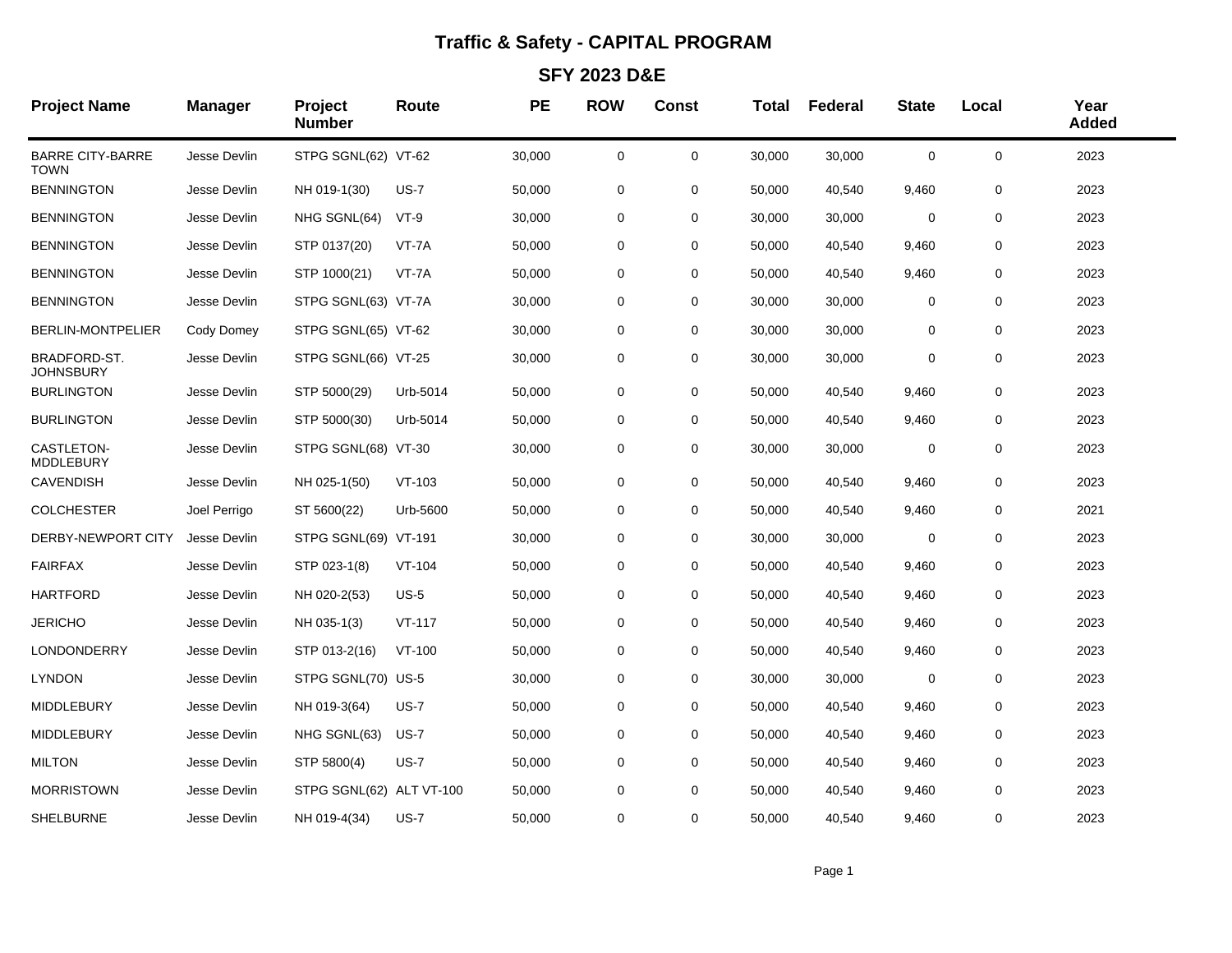# Traffic & Safety - CAPITAL PROGRAM

## SFY 2023 D&E

| Project Name | Manager | Project Number | Route | PE | ROW | Const | Total | Federal | State | Local | Year Added |
|---|---|---|---|---|---|---|---|---|---|---|---|
| BARRE CITY-BARRE TOWN | Jesse Devlin | STPG SGNL(62) | VT-62 | 30,000 | 0 | 0 | 30,000 | 30,000 | 0 | 0 | 2023 |
| BENNINGTON | Jesse Devlin | NH 019-1(30) | US-7 | 50,000 | 0 | 0 | 50,000 | 40,540 | 9,460 | 0 | 2023 |
| BENNINGTON | Jesse Devlin | NHG SGNL(64) | VT-9 | 30,000 | 0 | 0 | 30,000 | 30,000 | 0 | 0 | 2023 |
| BENNINGTON | Jesse Devlin | STP 0137(20) | VT-7A | 50,000 | 0 | 0 | 50,000 | 40,540 | 9,460 | 0 | 2023 |
| BENNINGTON | Jesse Devlin | STP 1000(21) | VT-7A | 50,000 | 0 | 0 | 50,000 | 40,540 | 9,460 | 0 | 2023 |
| BENNINGTON | Jesse Devlin | STPG SGNL(63) | VT-7A | 30,000 | 0 | 0 | 30,000 | 30,000 | 0 | 0 | 2023 |
| BERLIN-MONTPELIER | Cody Domey | STPG SGNL(65) | VT-62 | 30,000 | 0 | 0 | 30,000 | 30,000 | 0 | 0 | 2023 |
| BRADFORD-ST. JOHNSBURY | Jesse Devlin | STPG SGNL(66) | VT-25 | 30,000 | 0 | 0 | 30,000 | 30,000 | 0 | 0 | 2023 |
| BURLINGTON | Jesse Devlin | STP 5000(29) | Urb-5014 | 50,000 | 0 | 0 | 50,000 | 40,540 | 9,460 | 0 | 2023 |
| BURLINGTON | Jesse Devlin | STP 5000(30) | Urb-5014 | 50,000 | 0 | 0 | 50,000 | 40,540 | 9,460 | 0 | 2023 |
| CASTLETON-MDDLEBURY | Jesse Devlin | STPG SGNL(68) | VT-30 | 30,000 | 0 | 0 | 30,000 | 30,000 | 0 | 0 | 2023 |
| CAVENDISH | Jesse Devlin | NH 025-1(50) | VT-103 | 50,000 | 0 | 0 | 50,000 | 40,540 | 9,460 | 0 | 2023 |
| COLCHESTER | Joel Perrigo | ST 5600(22) | Urb-5600 | 50,000 | 0 | 0 | 50,000 | 40,540 | 9,460 | 0 | 2021 |
| DERBY-NEWPORT CITY | Jesse Devlin | STPG SGNL(69) | VT-191 | 30,000 | 0 | 0 | 30,000 | 30,000 | 0 | 0 | 2023 |
| FAIRFAX | Jesse Devlin | STP 023-1(8) | VT-104 | 50,000 | 0 | 0 | 50,000 | 40,540 | 9,460 | 0 | 2023 |
| HARTFORD | Jesse Devlin | NH 020-2(53) | US-5 | 50,000 | 0 | 0 | 50,000 | 40,540 | 9,460 | 0 | 2023 |
| JERICHO | Jesse Devlin | NH 035-1(3) | VT-117 | 50,000 | 0 | 0 | 50,000 | 40,540 | 9,460 | 0 | 2023 |
| LONDONDERRY | Jesse Devlin | STP 013-2(16) | VT-100 | 50,000 | 0 | 0 | 50,000 | 40,540 | 9,460 | 0 | 2023 |
| LYNDON | Jesse Devlin | STPG SGNL(70) | US-5 | 30,000 | 0 | 0 | 30,000 | 30,000 | 0 | 0 | 2023 |
| MIDDLEBURY | Jesse Devlin | NH 019-3(64) | US-7 | 50,000 | 0 | 0 | 50,000 | 40,540 | 9,460 | 0 | 2023 |
| MIDDLEBURY | Jesse Devlin | NHG SGNL(63) | US-7 | 50,000 | 0 | 0 | 50,000 | 40,540 | 9,460 | 0 | 2023 |
| MILTON | Jesse Devlin | STP 5800(4) | US-7 | 50,000 | 0 | 0 | 50,000 | 40,540 | 9,460 | 0 | 2023 |
| MORRISTOWN | Jesse Devlin | STPG SGNL(62) | ALT VT-100 | 50,000 | 0 | 0 | 50,000 | 40,540 | 9,460 | 0 | 2023 |
| SHELBURNE | Jesse Devlin | NH 019-4(34) | US-7 | 50,000 | 0 | 0 | 50,000 | 40,540 | 9,460 | 0 | 2023 |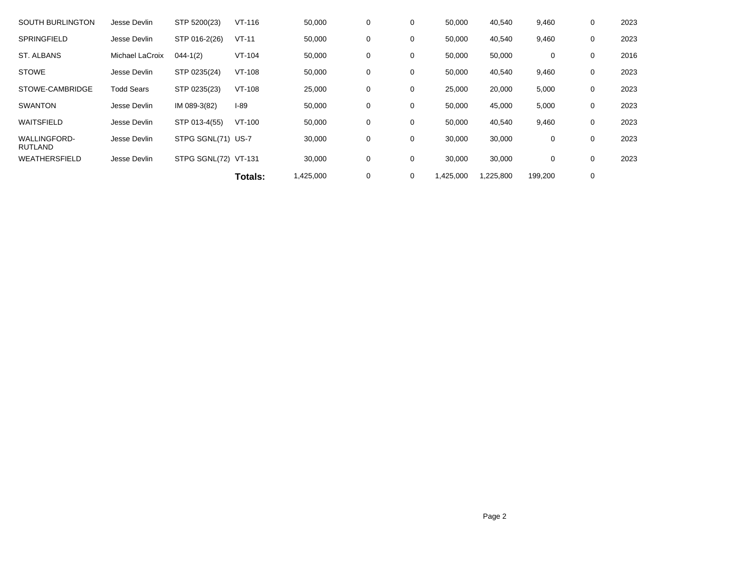| | | | | | | | | | | | |
|---|---|---|---|---|---|---|---|---|---|---|---|
| SOUTH BURLINGTON | Jesse Devlin | STP 5200(23) | VT-116 | 50,000 | 0 | 0 | 50,000 | 40,540 | 9,460 | 0 | 2023 |
| SPRINGFIELD | Jesse Devlin | STP 016-2(26) | VT-11 | 50,000 | 0 | 0 | 50,000 | 40,540 | 9,460 | 0 | 2023 |
| ST. ALBANS | Michael LaCroix | 044-1(2) | VT-104 | 50,000 | 0 | 0 | 50,000 | 50,000 | 0 | 0 | 2016 |
| STOWE | Jesse Devlin | STP 0235(24) | VT-108 | 50,000 | 0 | 0 | 50,000 | 40,540 | 9,460 | 0 | 2023 |
| STOWE-CAMBRIDGE | Todd Sears | STP 0235(23) | VT-108 | 25,000 | 0 | 0 | 25,000 | 20,000 | 5,000 | 0 | 2023 |
| SWANTON | Jesse Devlin | IM 089-3(82) | I-89 | 50,000 | 0 | 0 | 50,000 | 45,000 | 5,000 | 0 | 2023 |
| WAITSFIELD | Jesse Devlin | STP 013-4(55) | VT-100 | 50,000 | 0 | 0 | 50,000 | 40,540 | 9,460 | 0 | 2023 |
| WALLINGFORD-RUTLAND | Jesse Devlin | STPG SGNL(71) | US-7 | 30,000 | 0 | 0 | 30,000 | 30,000 | 0 | 0 | 2023 |
| WEATHERSFIELD | Jesse Devlin | STPG SGNL(72) | VT-131 | 30,000 | 0 | 0 | 30,000 | 30,000 | 0 | 0 | 2023 |
| | | | **Totals:** | 1,425,000 | 0 | 0 | 1,425,000 | 1,225,800 | 199,200 | 0 | |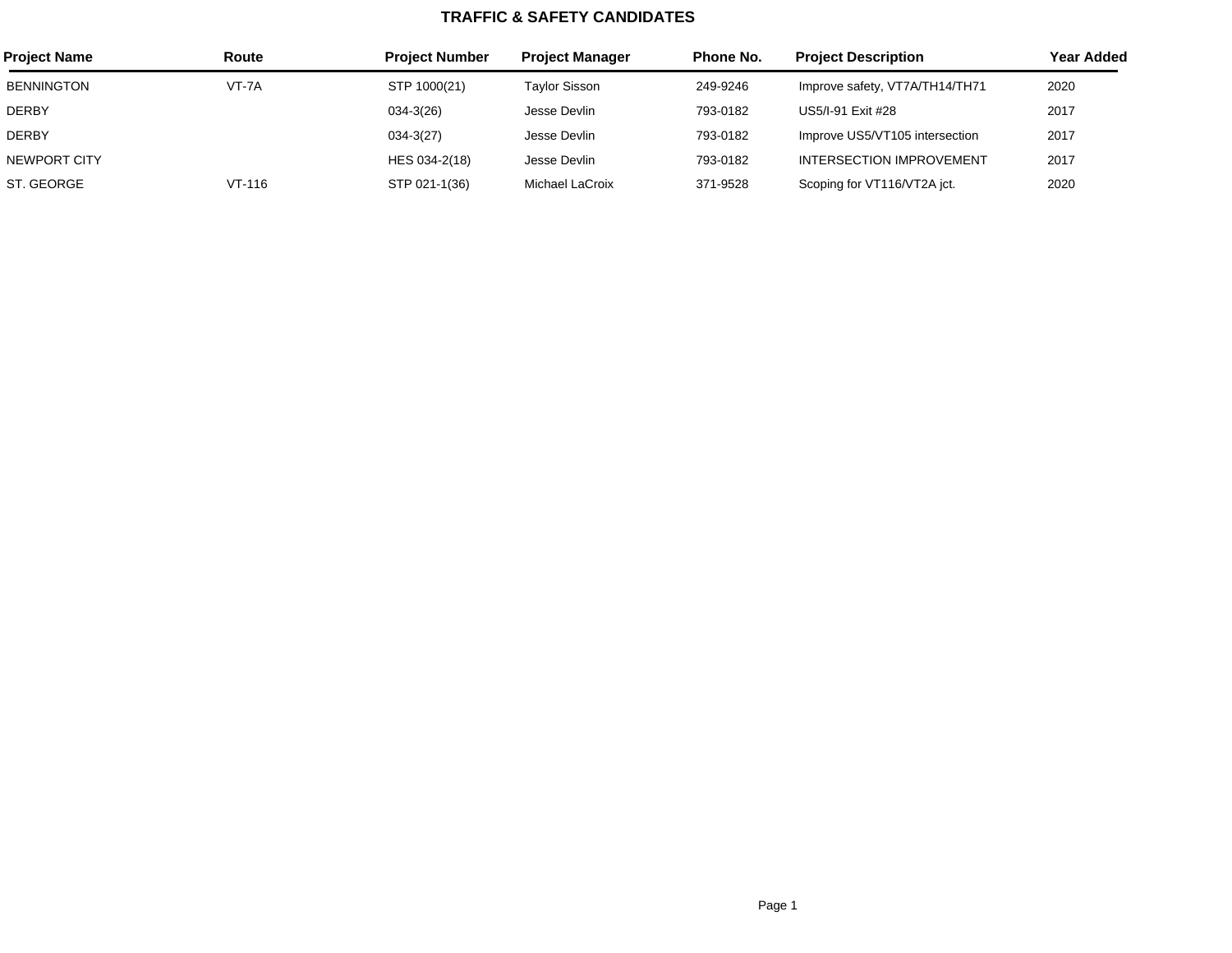# TRAFFIC & SAFETY CANDIDATES

| Project Name | Route | Project Number | Project Manager | Phone No. | Project Description | Year Added |
|---|---|---|---|---|---|---|
| BENNINGTON | VT-7A | STP 1000(21) | Taylor Sisson | 249-9246 | Improve safety, VT7A/TH14/TH71 | 2020 |
| DERBY | | 034-3(26) | Jesse Devlin | 793-0182 | US5/I-91 Exit #28 | 2017 |
| DERBY | | 034-3(27) | Jesse Devlin | 793-0182 | Improve US5/VT105 intersection | 2017 |
| NEWPORT CITY | | HES 034-2(18) | Jesse Devlin | 793-0182 | INTERSECTION IMPROVEMENT | 2017 |
| ST. GEORGE | VT-116 | STP 021-1(36) | Michael LaCroix | 371-9528 | Scoping for VT116/VT2A jct. | 2020 |